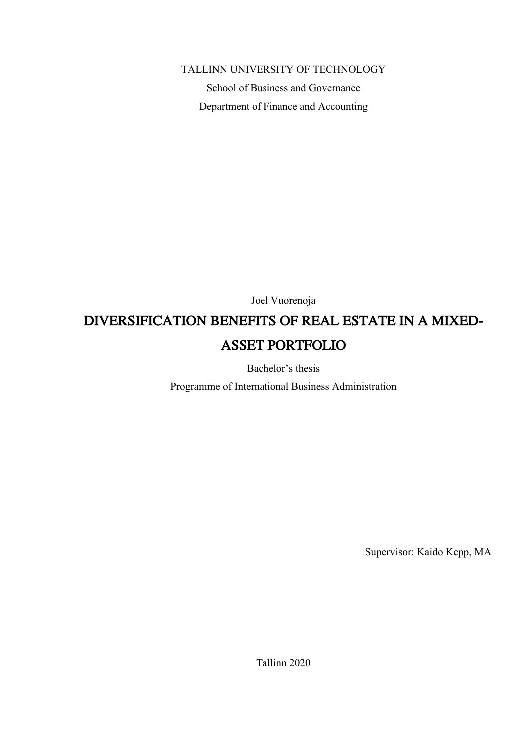TALLINN UNIVERSITY OF TECHNOLOGY

School of Business and Governance

Department of Finance and Accounting

Joel Vuorenoja

# DIVERSIFICATION BENEFITS OF REAL ESTATE IN A MIXED-ASSET PORTFOLIO

Bachelor's thesis

Programme of International Business Administration

Supervisor: Kaido Kepp, MA

Tallinn 2020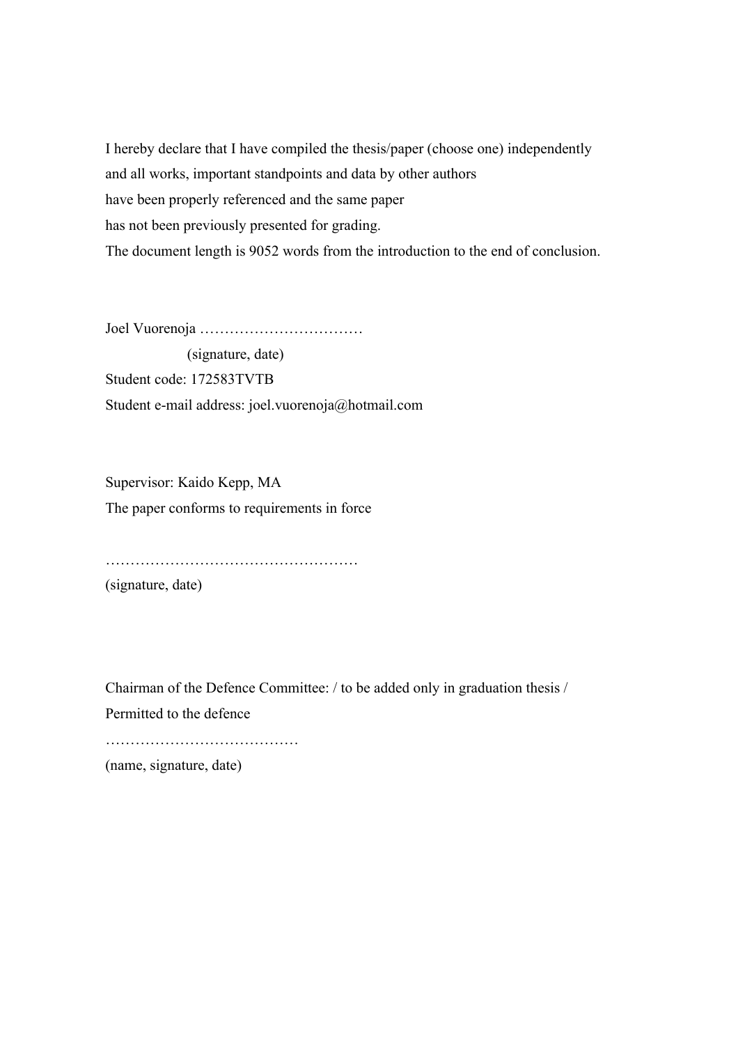I hereby declare that I have compiled the thesis/paper (choose one) independently
and all works, important standpoints and data by other authors
have been properly referenced and the same paper
has not been previously presented for grading.
The document length is 9052 words from the introduction to the end of conclusion.

Joel Vuorenoja ……………………………
(signature, date)
Student code: 172583TVTB
Student e-mail address: joel.vuorenoja@hotmail.com

Supervisor: Kaido Kepp, MA
The paper conforms to requirements in force

……………………………………………
(signature, date)

Chairman of the Defence Committee: / to be added only in graduation thesis /
Permitted to the defence
…………………………………
(name, signature, date)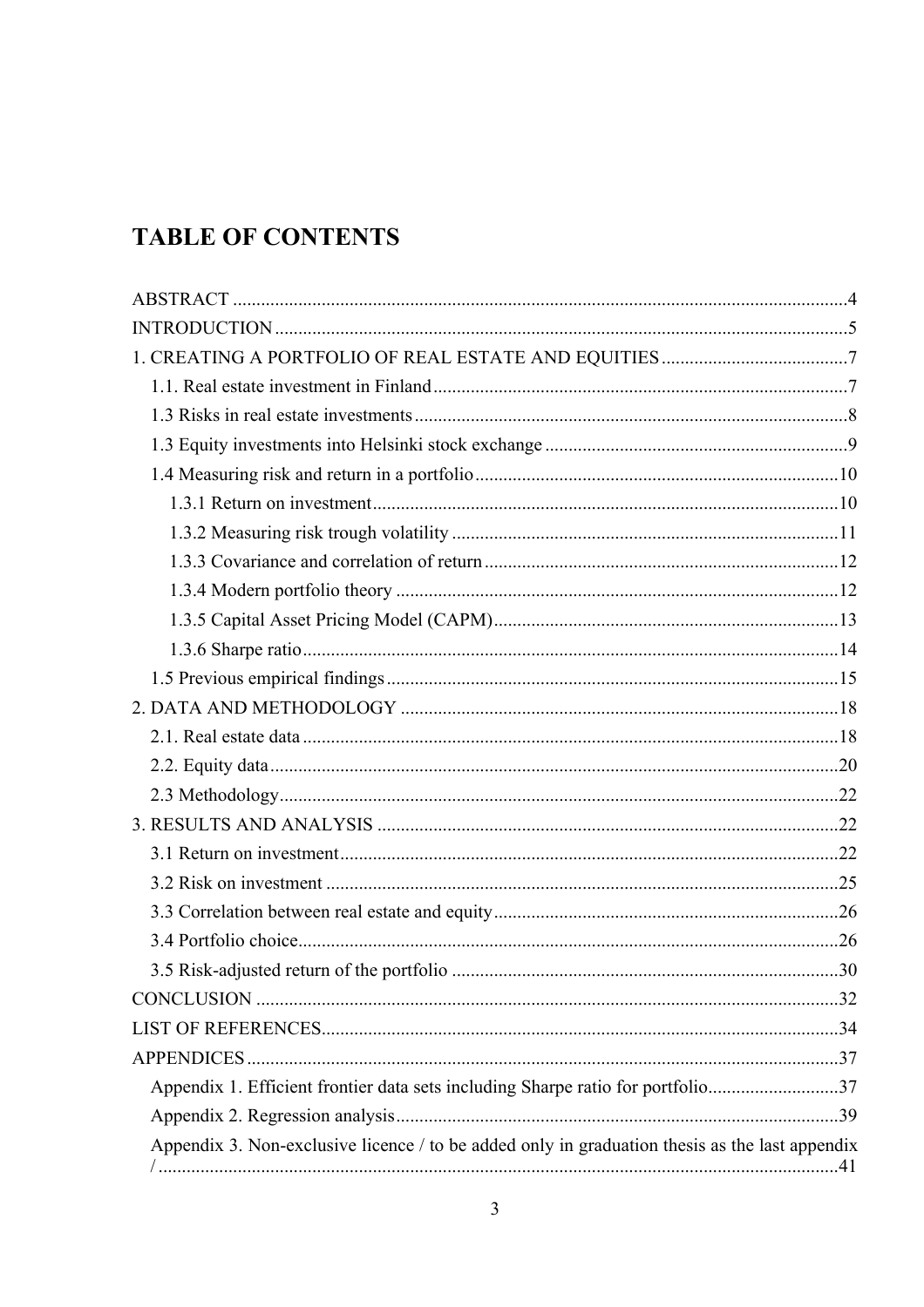# TABLE OF CONTENTS

ABSTRACT .................................................................................................................................4
INTRODUCTION ........................................................................................................................5
1. CREATING A PORTFOLIO OF REAL ESTATE AND EQUITIES ........................................7
  1.1. Real estate investment in Finland ........................................................................................7
  1.3 Risks in real estate investments ............................................................................................8
  1.3 Equity investments into Helsinki stock exchange .................................................................9
  1.4 Measuring risk and return in a portfolio .............................................................................10
    1.3.1 Return on investment ...................................................................................................10
    1.3.2 Measuring risk trough volatility ..................................................................................11
    1.3.3 Covariance and correlation of return ...........................................................................12
    1.3.4 Modern portfolio theory ..............................................................................................12
    1.3.5 Capital Asset Pricing Model (CAPM) .........................................................................13
    1.3.6 Sharpe ratio ..................................................................................................................14
  1.5 Previous empirical findings ................................................................................................15
2. DATA AND METHODOLOGY .............................................................................................18
  2.1. Real estate data ..................................................................................................................18
  2.2. Equity data .........................................................................................................................20
  2.3 Methodology .......................................................................................................................22
3. RESULTS AND ANALYSIS ..................................................................................................22
  3.1 Return on investment ..........................................................................................................22
  3.2 Risk on investment .............................................................................................................25
  3.3 Correlation between real estate and equity .........................................................................26
  3.4 Portfolio choice ...................................................................................................................26
  3.5 Risk-adjusted return of the portfolio ..................................................................................30
CONCLUSION ...........................................................................................................................32
LIST OF REFERENCES .............................................................................................................34
APPENDICES .............................................................................................................................37
  Appendix 1. Efficient frontier data sets including Sharpe ratio for portfolio ............................37
  Appendix 2. Regression analysis ..............................................................................................39
  Appendix 3. Non-exclusive licence / to be added only in graduation thesis as the last appendix / ...............................................................................................................................................41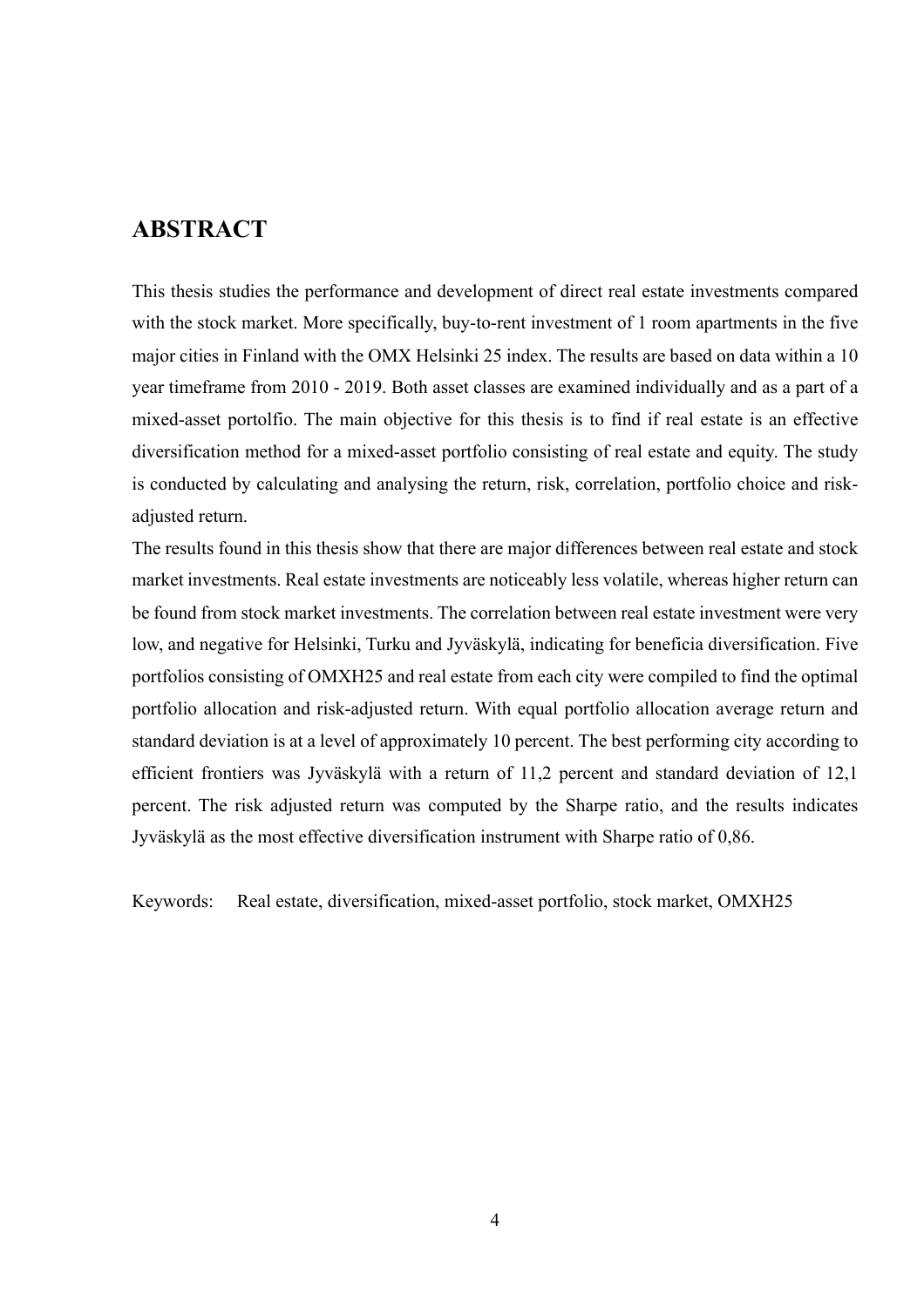# ABSTRACT

This thesis studies the performance and development of direct real estate investments compared with the stock market. More specifically, buy-to-rent investment of 1 room apartments in the five major cities in Finland with the OMX Helsinki 25 index. The results are based on data within a 10 year timeframe from 2010 - 2019. Both asset classes are examined individually and as a part of a mixed-asset portolfio. The main objective for this thesis is to find if real estate is an effective diversification method for a mixed-asset portfolio consisting of real estate and equity. The study is conducted by calculating and analysing the return, risk, correlation, portfolio choice and risk-adjusted return.

The results found in this thesis show that there are major differences between real estate and stock market investments. Real estate investments are noticeably less volatile, whereas higher return can be found from stock market investments. The correlation between real estate investment were very low, and negative for Helsinki, Turku and Jyväskylä, indicating for beneficia diversification. Five portfolios consisting of OMXH25 and real estate from each city were compiled to find the optimal portfolio allocation and risk-adjusted return. With equal portfolio allocation average return and standard deviation is at a level of approximately 10 percent. The best performing city according to efficient frontiers was Jyväskylä with a return of 11,2 percent and standard deviation of 12,1 percent. The risk adjusted return was computed by the Sharpe ratio, and the results indicates Jyväskylä as the most effective diversification instrument with Sharpe ratio of 0,86.

Keywords: Real estate, diversification, mixed-asset portfolio, stock market, OMXH25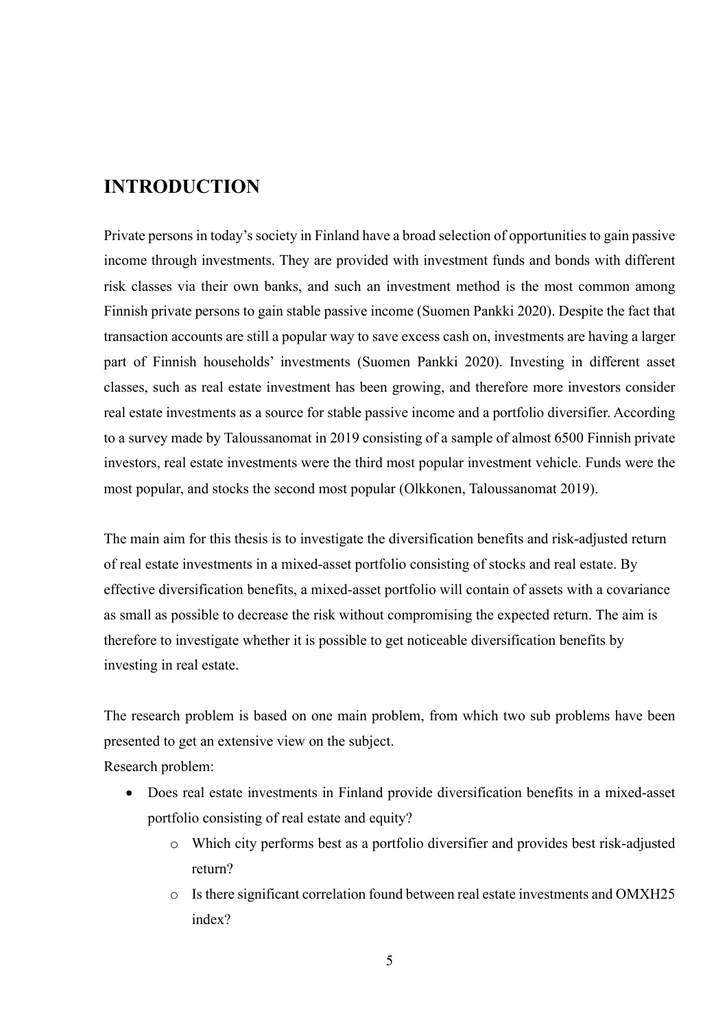# INTRODUCTION

Private persons in today's society in Finland have a broad selection of opportunities to gain passive income through investments. They are provided with investment funds and bonds with different risk classes via their own banks, and such an investment method is the most common among Finnish private persons to gain stable passive income (Suomen Pankki 2020). Despite the fact that transaction accounts are still a popular way to save excess cash on, investments are having a larger part of Finnish households' investments (Suomen Pankki 2020). Investing in different asset classes, such as real estate investment has been growing, and therefore more investors consider real estate investments as a source for stable passive income and a portfolio diversifier. According to a survey made by Taloussanomat in 2019 consisting of a sample of almost 6500 Finnish private investors, real estate investments were the third most popular investment vehicle. Funds were the most popular, and stocks the second most popular (Olkkonen, Taloussanomat 2019).

The main aim for this thesis is to investigate the diversification benefits and risk-adjusted return of real estate investments in a mixed-asset portfolio consisting of stocks and real estate. By effective diversification benefits, a mixed-asset portfolio will contain of assets with a covariance as small as possible to decrease the risk without compromising the expected return. The aim is therefore to investigate whether it is possible to get noticeable diversification benefits by investing in real estate.

The research problem is based on one main problem, from which two sub problems have been presented to get an extensive view on the subject.

Research problem:

- Does real estate investments in Finland provide diversification benefits in a mixed-asset portfolio consisting of real estate and equity?
    - Which city performs best as a portfolio diversifier and provides best risk-adjusted return?
    - Is there significant correlation found between real estate investments and OMXH25 index?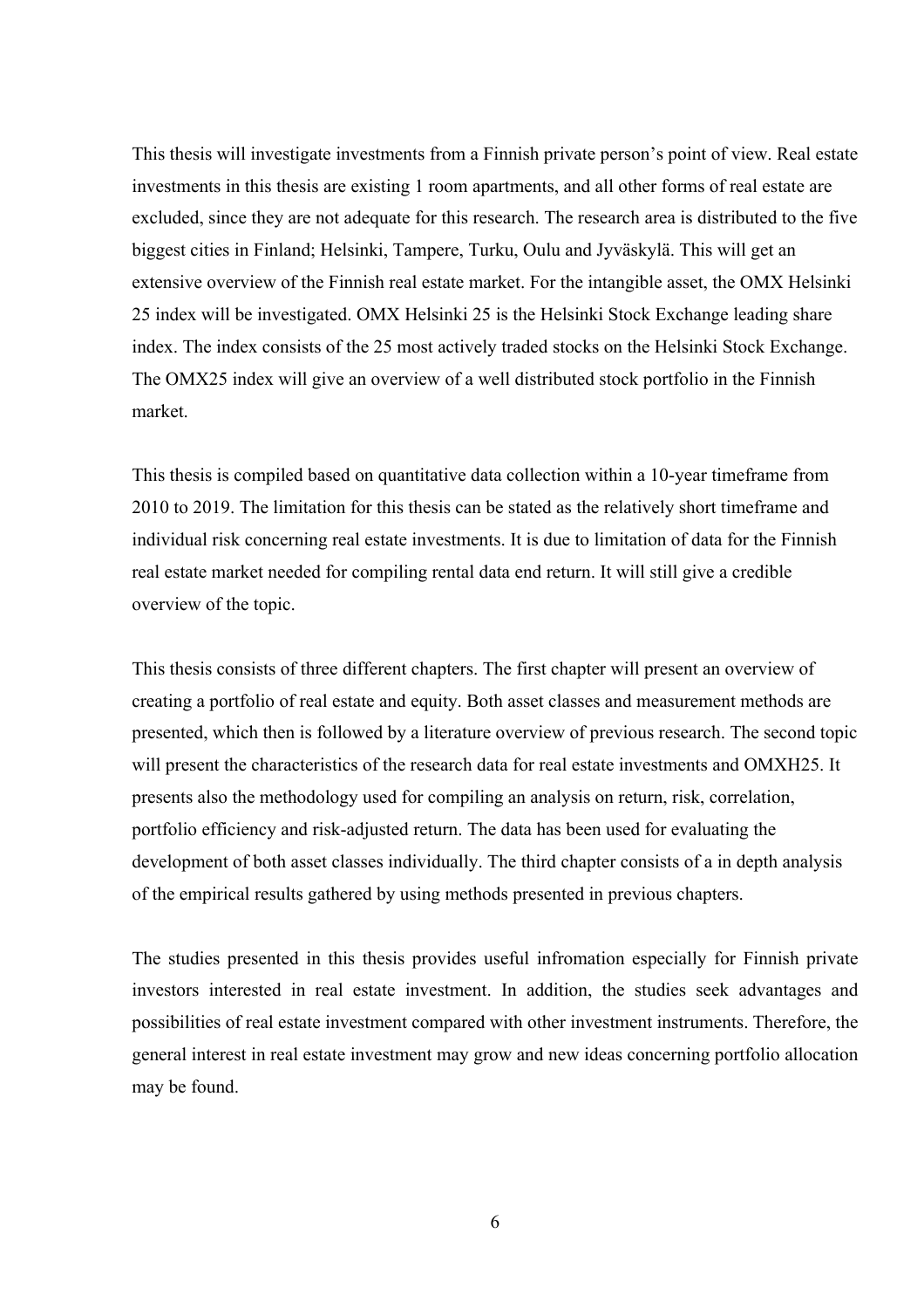This thesis will investigate investments from a Finnish private person's point of view. Real estate investments in this thesis are existing 1 room apartments, and all other forms of real estate are excluded, since they are not adequate for this research. The research area is distributed to the five biggest cities in Finland; Helsinki, Tampere, Turku, Oulu and Jyväskylä. This will get an extensive overview of the Finnish real estate market. For the intangible asset, the OMX Helsinki 25 index will be investigated. OMX Helsinki 25 is the Helsinki Stock Exchange leading share index. The index consists of the 25 most actively traded stocks on the Helsinki Stock Exchange. The OMX25 index will give an overview of a well distributed stock portfolio in the Finnish market.

This thesis is compiled based on quantitative data collection within a 10-year timeframe from 2010 to 2019. The limitation for this thesis can be stated as the relatively short timeframe and individual risk concerning real estate investments. It is due to limitation of data for the Finnish real estate market needed for compiling rental data end return. It will still give a credible overview of the topic.

This thesis consists of three different chapters. The first chapter will present an overview of creating a portfolio of real estate and equity. Both asset classes and measurement methods are presented, which then is followed by a literature overview of previous research. The second topic will present the characteristics of the research data for real estate investments and OMXH25. It presents also the methodology used for compiling an analysis on return, risk, correlation, portfolio efficiency and risk-adjusted return. The data has been used for evaluating the development of both asset classes individually. The third chapter consists of a in depth analysis of the empirical results gathered by using methods presented in previous chapters.

The studies presented in this thesis provides useful infromation especially for Finnish private investors interested in real estate investment. In addition, the studies seek advantages and possibilities of real estate investment compared with other investment instruments. Therefore, the general interest in real estate investment may grow and new ideas concerning portfolio allocation may be found.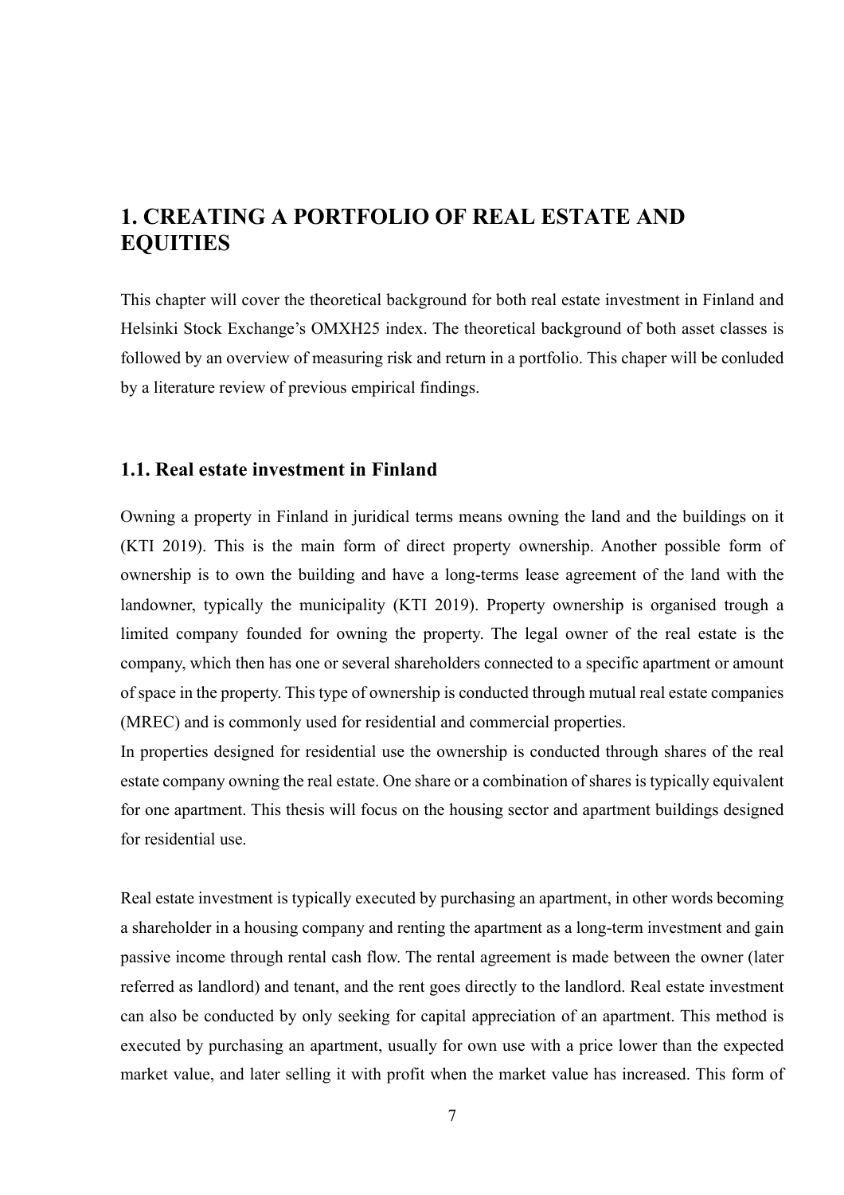# 1. CREATING A PORTFOLIO OF REAL ESTATE AND EQUITIES

This chapter will cover the theoretical background for both real estate investment in Finland and Helsinki Stock Exchange's OMXH25 index. The theoretical background of both asset classes is followed by an overview of measuring risk and return in a portfolio. This chaper will be conluded by a literature review of previous empirical findings.

## 1.1. Real estate investment in Finland

Owning a property in Finland in juridical terms means owning the land and the buildings on it (KTI 2019). This is the main form of direct property ownership. Another possible form of ownership is to own the building and have a long-terms lease agreement of the land with the landowner, typically the municipality (KTI 2019). Property ownership is organised trough a limited company founded for owning the property. The legal owner of the real estate is the company, which then has one or several shareholders connected to a specific apartment or amount of space in the property. This type of ownership is conducted through mutual real estate companies (MREC) and is commonly used for residential and commercial properties.
In properties designed for residential use the ownership is conducted through shares of the real estate company owning the real estate. One share or a combination of shares is typically equivalent for one apartment. This thesis will focus on the housing sector and apartment buildings designed for residential use.

Real estate investment is typically executed by purchasing an apartment, in other words becoming a shareholder in a housing company and renting the apartment as a long-term investment and gain passive income through rental cash flow. The rental agreement is made between the owner (later referred as landlord) and tenant, and the rent goes directly to the landlord. Real estate investment can also be conducted by only seeking for capital appreciation of an apartment. This method is executed by purchasing an apartment, usually for own use with a price lower than the expected market value, and later selling it with profit when the market value has increased. This form of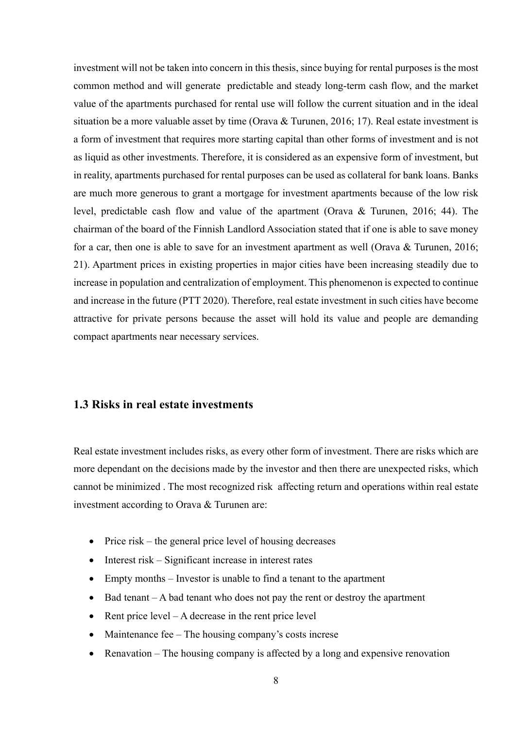investment will not be taken into concern in this thesis, since buying for rental purposes is the most common method and will generate predictable and steady long-term cash flow, and the market value of the apartments purchased for rental use will follow the current situation and in the ideal situation be a more valuable asset by time (Orava & Turunen, 2016; 17). Real estate investment is a form of investment that requires more starting capital than other forms of investment and is not as liquid as other investments. Therefore, it is considered as an expensive form of investment, but in reality, apartments purchased for rental purposes can be used as collateral for bank loans. Banks are much more generous to grant a mortgage for investment apartments because of the low risk level, predictable cash flow and value of the apartment (Orava & Turunen, 2016; 44). The chairman of the board of the Finnish Landlord Association stated that if one is able to save money for a car, then one is able to save for an investment apartment as well (Orava & Turunen, 2016; 21). Apartment prices in existing properties in major cities have been increasing steadily due to increase in population and centralization of employment. This phenomenon is expected to continue and increase in the future (PTT 2020). Therefore, real estate investment in such cities have become attractive for private persons because the asset will hold its value and people are demanding compact apartments near necessary services.

## 1.3 Risks in real estate investments

Real estate investment includes risks, as every other form of investment. There are risks which are more dependant on the decisions made by the investor and then there are unexpected risks, which cannot be minimized . The most recognized risk affecting return and operations within real estate investment according to Orava & Turunen are:

- Price risk – the general price level of housing decreases
- Interest risk – Significant increase in interest rates
- Empty months – Investor is unable to find a tenant to the apartment
- Bad tenant – A bad tenant who does not pay the rent or destroy the apartment
- Rent price level – A decrease in the rent price level
- Maintenance fee – The housing company's costs increse
- Renavation – The housing company is affected by a long and expensive renovation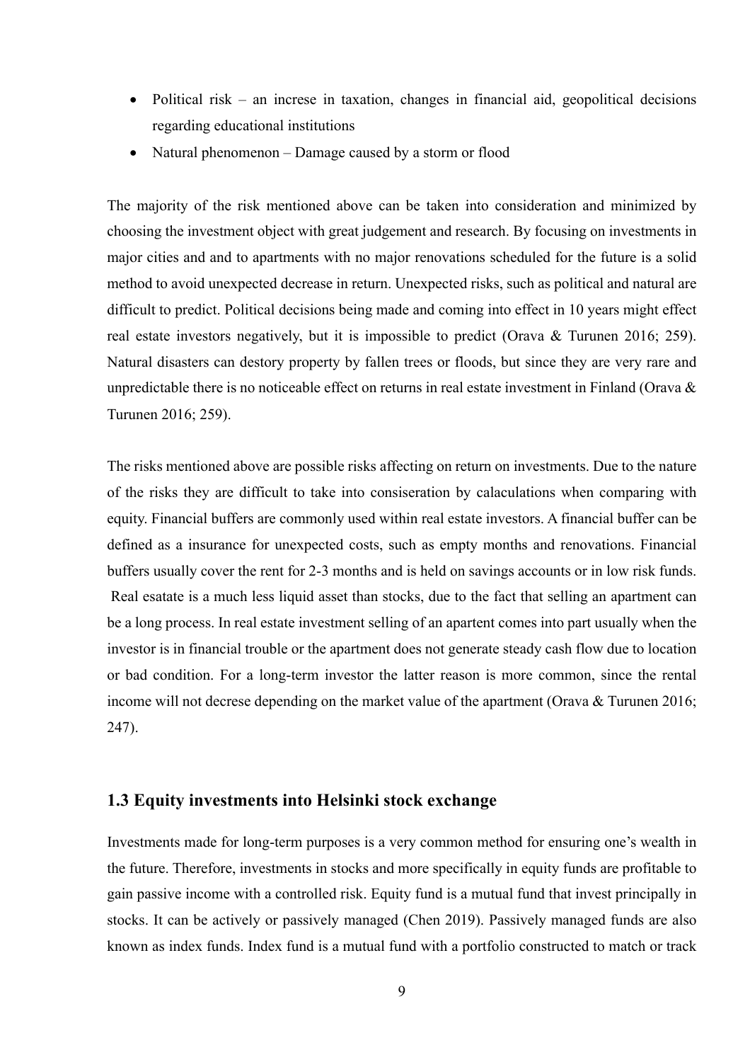- Political risk – an increse in taxation, changes in financial aid, geopolitical decisions regarding educational institutions
- Natural phenomenon – Damage caused by a storm or flood

The majority of the risk mentioned above can be taken into consideration and minimized by choosing the investment object with great judgement and research. By focusing on investments in major cities and and to apartments with no major renovations scheduled for the future is a solid method to avoid unexpected decrease in return. Unexpected risks, such as political and natural are difficult to predict. Political decisions being made and coming into effect in 10 years might effect real estate investors negatively, but it is impossible to predict (Orava & Turunen 2016; 259). Natural disasters can destory property by fallen trees or floods, but since they are very rare and unpredictable there is no noticeable effect on returns in real estate investment in Finland (Orava & Turunen 2016; 259).

The risks mentioned above are possible risks affecting on return on investments. Due to the nature of the risks they are difficult to take into consiseration by calaculations when comparing with equity. Financial buffers are commonly used within real estate investors. A financial buffer can be defined as a insurance for unexpected costs, such as empty months and renovations. Financial buffers usually cover the rent for 2-3 months and is held on savings accounts or in low risk funds. Real esatate is a much less liquid asset than stocks, due to the fact that selling an apartment can be a long process. In real estate investment selling of an apartent comes into part usually when the investor is in financial trouble or the apartment does not generate steady cash flow due to location or bad condition. For a long-term investor the latter reason is more common, since the rental income will not decrese depending on the market value of the apartment (Orava & Turunen 2016; 247).

## 1.3 Equity investments into Helsinki stock exchange

Investments made for long-term purposes is a very common method for ensuring one's wealth in the future. Therefore, investments in stocks and more specifically in equity funds are profitable to gain passive income with a controlled risk. Equity fund is a mutual fund that invest principally in stocks. It can be actively or passively managed (Chen 2019). Passively managed funds are also known as index funds. Index fund is a mutual fund with a portfolio constructed to match or track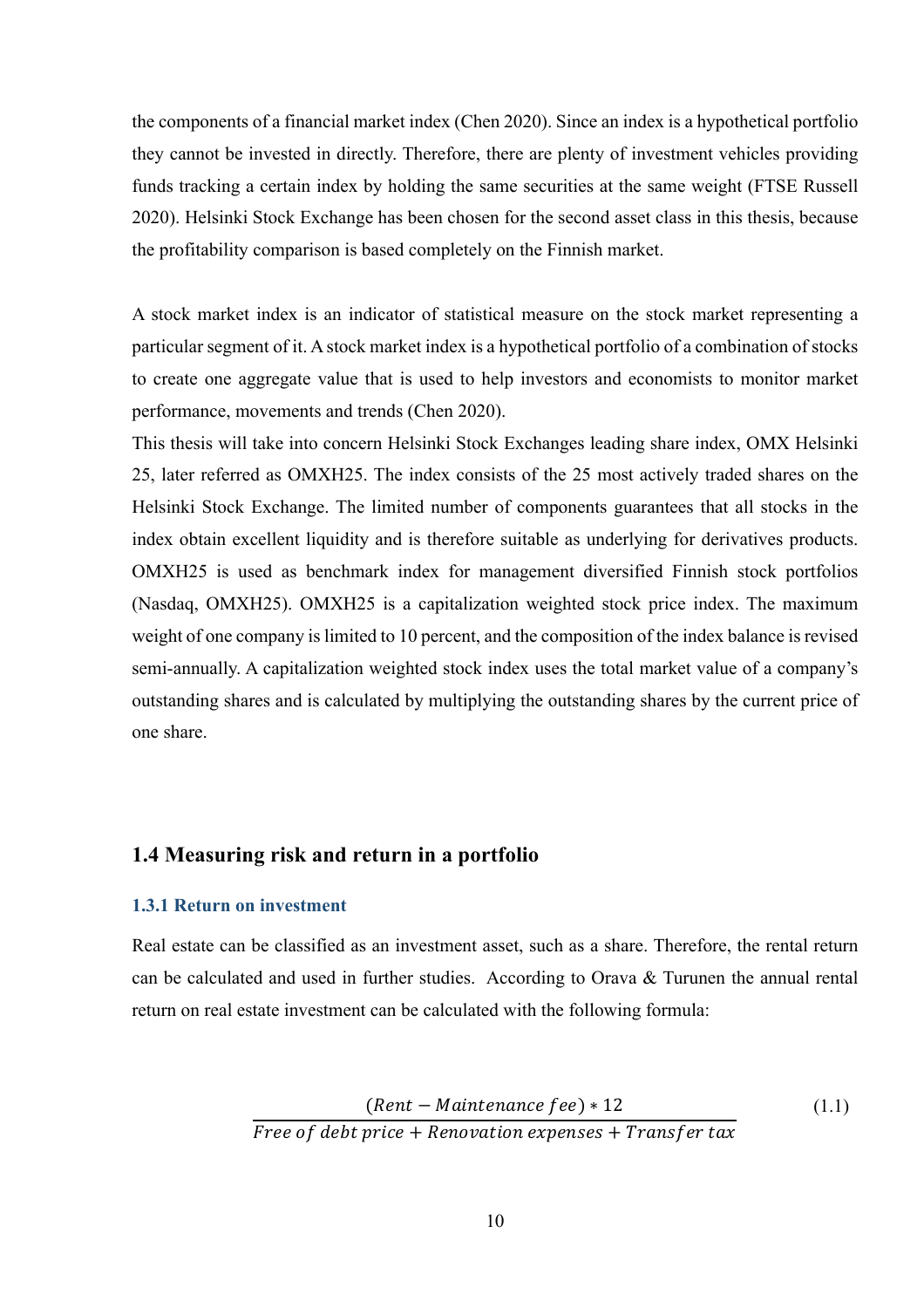the components of a financial market index (Chen 2020). Since an index is a hypothetical portfolio they cannot be invested in directly. Therefore, there are plenty of investment vehicles providing funds tracking a certain index by holding the same securities at the same weight (FTSE Russell 2020). Helsinki Stock Exchange has been chosen for the second asset class in this thesis, because the profitability comparison is based completely on the Finnish market.

A stock market index is an indicator of statistical measure on the stock market representing a particular segment of it. A stock market index is a hypothetical portfolio of a combination of stocks to create one aggregate value that is used to help investors and economists to monitor market performance, movements and trends (Chen 2020).
This thesis will take into concern Helsinki Stock Exchanges leading share index, OMX Helsinki 25, later referred as OMXH25. The index consists of the 25 most actively traded shares on the Helsinki Stock Exchange. The limited number of components guarantees that all stocks in the index obtain excellent liquidity and is therefore suitable as underlying for derivatives products. OMXH25 is used as benchmark index for management diversified Finnish stock portfolios (Nasdaq, OMXH25). OMXH25 is a capitalization weighted stock price index. The maximum weight of one company is limited to 10 percent, and the composition of the index balance is revised semi-annually. A capitalization weighted stock index uses the total market value of a company's outstanding shares and is calculated by multiplying the outstanding shares by the current price of one share.

## 1.4 Measuring risk and return in a portfolio

### 1.3.1 Return on investment

Real estate can be classified as an investment asset, such as a share. Therefore, the rental return can be calculated and used in further studies. According to Orava & Turunen the annual rental return on real estate investment can be calculated with the following formula:

$$\frac{(Rent - Maintenance\ fee) * 12}{Free\ of\ debt\ price + Renovation\ expenses + Transfer\ tax} \tag{1.1}$$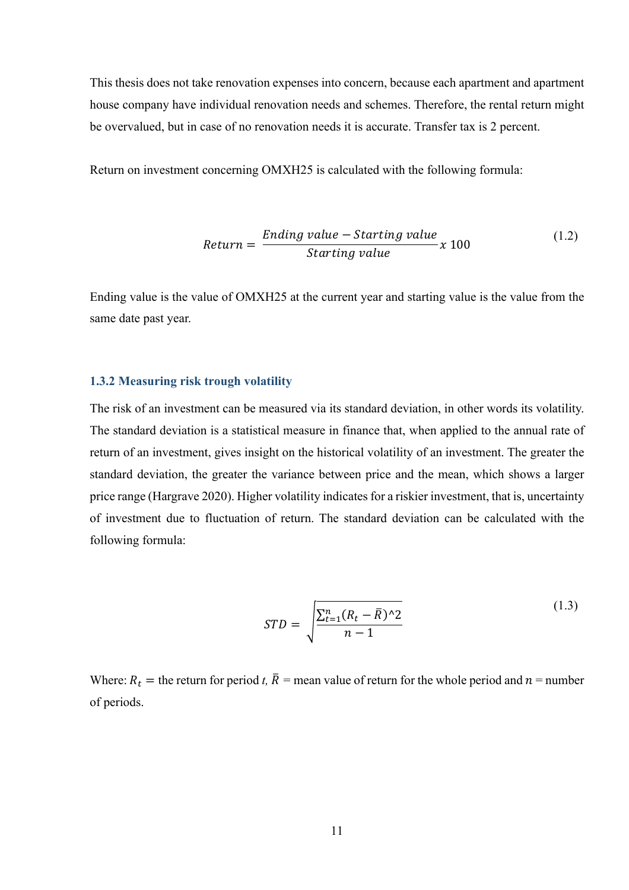This thesis does not take renovation expenses into concern, because each apartment and apartment house company have individual renovation needs and schemes. Therefore, the rental return might be overvalued, but in case of no renovation needs it is accurate. Transfer tax is 2 percent.

Return on investment concerning OMXH25 is calculated with the following formula:

$$Return = \frac{Ending\ value - Starting\ value}{Starting\ value} x\ 100 \tag{1.2}$$

Ending value is the value of OMXH25 at the current year and starting value is the value from the same date past year.

### 1.3.2 Measuring risk trough volatility

The risk of an investment can be measured via its standard deviation, in other words its volatility. The standard deviation is a statistical measure in finance that, when applied to the annual rate of return of an investment, gives insight on the historical volatility of an investment. The greater the standard deviation, the greater the variance between price and the mean, which shows a larger price range (Hargrave 2020). Higher volatility indicates for a riskier investment, that is, uncertainty of investment due to fluctuation of return. The standard deviation can be calculated with the following formula:

$$STD = \sqrt{\frac{\sum_{t=1}^{n}(R_t - \bar{R})\text{^}2}{n-1}} \tag{1.3}$$

Where: $R_t$ = the return for period *t*, $\bar{R}$ = mean value of return for the whole period and $n$ = number of periods.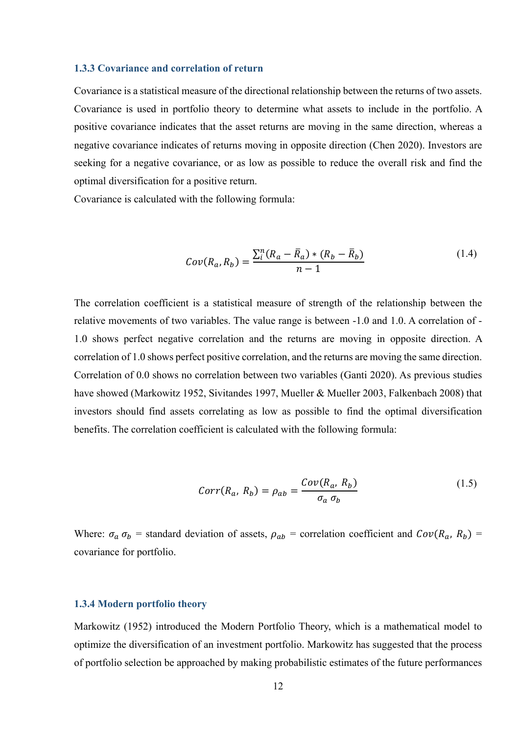### 1.3.3 Covariance and correlation of return

Covariance is a statistical measure of the directional relationship between the returns of two assets. Covariance is used in portfolio theory to determine what assets to include in the portfolio. A positive covariance indicates that the asset returns are moving in the same direction, whereas a negative covariance indicates of returns moving in opposite direction (Chen 2020). Investors are seeking for a negative covariance, or as low as possible to reduce the overall risk and find the optimal diversification for a positive return.

Covariance is calculated with the following formula:

$$Cov(R_a, R_b) = \frac{\sum_i^n (R_a - \bar{R}_a) * (R_b - \bar{R}_b)}{n - 1} \tag{1.4}$$

The correlation coefficient is a statistical measure of strength of the relationship between the relative movements of two variables. The value range is between -1.0 and 1.0. A correlation of -1.0 shows perfect negative correlation and the returns are moving in opposite direction. A correlation of 1.0 shows perfect positive correlation, and the returns are moving the same direction. Correlation of 0.0 shows no correlation between two variables (Ganti 2020). As previous studies have showed (Markowitz 1952, Sivitandes 1997, Mueller & Mueller 2003, Falkenbach 2008) that investors should find assets correlating as low as possible to find the optimal diversification benefits. The correlation coefficient is calculated with the following formula:

$$Corr(R_a, R_b) = \rho_{ab} = \frac{Cov(R_a, R_b)}{\sigma_a \, \sigma_b} \tag{1.5}$$

Where: $\sigma_a \, \sigma_b$ = standard deviation of assets, $\rho_{ab}$ = correlation coefficient and $Cov(R_a, R_b)$ = covariance for portfolio.

### 1.3.4 Modern portfolio theory

Markowitz (1952) introduced the Modern Portfolio Theory, which is a mathematical model to optimize the diversification of an investment portfolio. Markowitz has suggested that the process of portfolio selection be approached by making probabilistic estimates of the future performances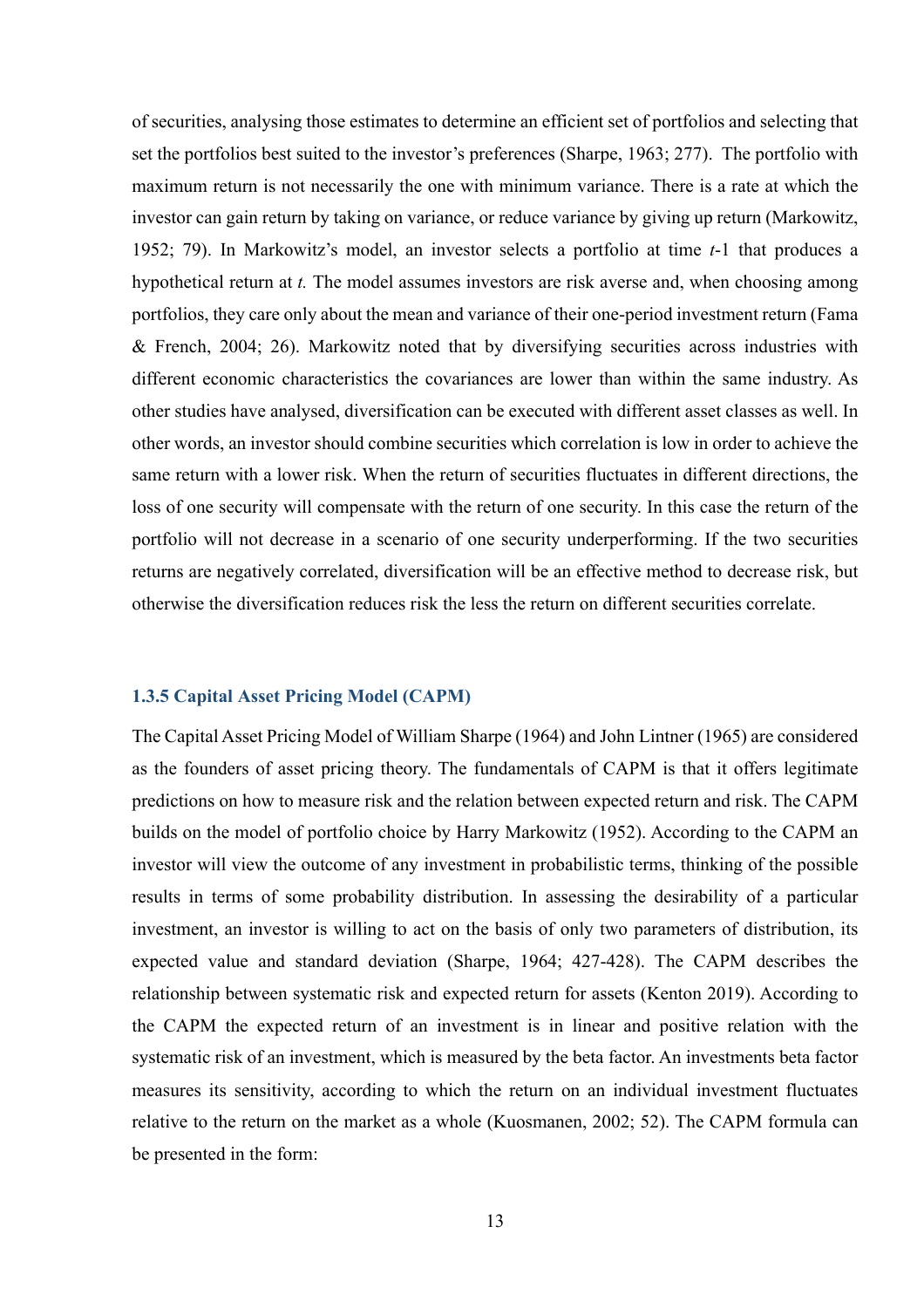of securities, analysing those estimates to determine an efficient set of portfolios and selecting that set the portfolios best suited to the investor's preferences (Sharpe, 1963; 277). The portfolio with maximum return is not necessarily the one with minimum variance. There is a rate at which the investor can gain return by taking on variance, or reduce variance by giving up return (Markowitz, 1952; 79). In Markowitz's model, an investor selects a portfolio at time *t*-1 that produces a hypothetical return at *t.* The model assumes investors are risk averse and, when choosing among portfolios, they care only about the mean and variance of their one-period investment return (Fama & French, 2004; 26). Markowitz noted that by diversifying securities across industries with different economic characteristics the covariances are lower than within the same industry. As other studies have analysed, diversification can be executed with different asset classes as well. In other words, an investor should combine securities which correlation is low in order to achieve the same return with a lower risk. When the return of securities fluctuates in different directions, the loss of one security will compensate with the return of one security. In this case the return of the portfolio will not decrease in a scenario of one security underperforming. If the two securities returns are negatively correlated, diversification will be an effective method to decrease risk, but otherwise the diversification reduces risk the less the return on different securities correlate.

### 1.3.5 Capital Asset Pricing Model (CAPM)

The Capital Asset Pricing Model of William Sharpe (1964) and John Lintner (1965) are considered as the founders of asset pricing theory. The fundamentals of CAPM is that it offers legitimate predictions on how to measure risk and the relation between expected return and risk. The CAPM builds on the model of portfolio choice by Harry Markowitz (1952). According to the CAPM an investor will view the outcome of any investment in probabilistic terms, thinking of the possible results in terms of some probability distribution. In assessing the desirability of a particular investment, an investor is willing to act on the basis of only two parameters of distribution, its expected value and standard deviation (Sharpe, 1964; 427-428). The CAPM describes the relationship between systematic risk and expected return for assets (Kenton 2019). According to the CAPM the expected return of an investment is in linear and positive relation with the systematic risk of an investment, which is measured by the beta factor. An investments beta factor measures its sensitivity, according to which the return on an individual investment fluctuates relative to the return on the market as a whole (Kuosmanen, 2002; 52). The CAPM formula can be presented in the form: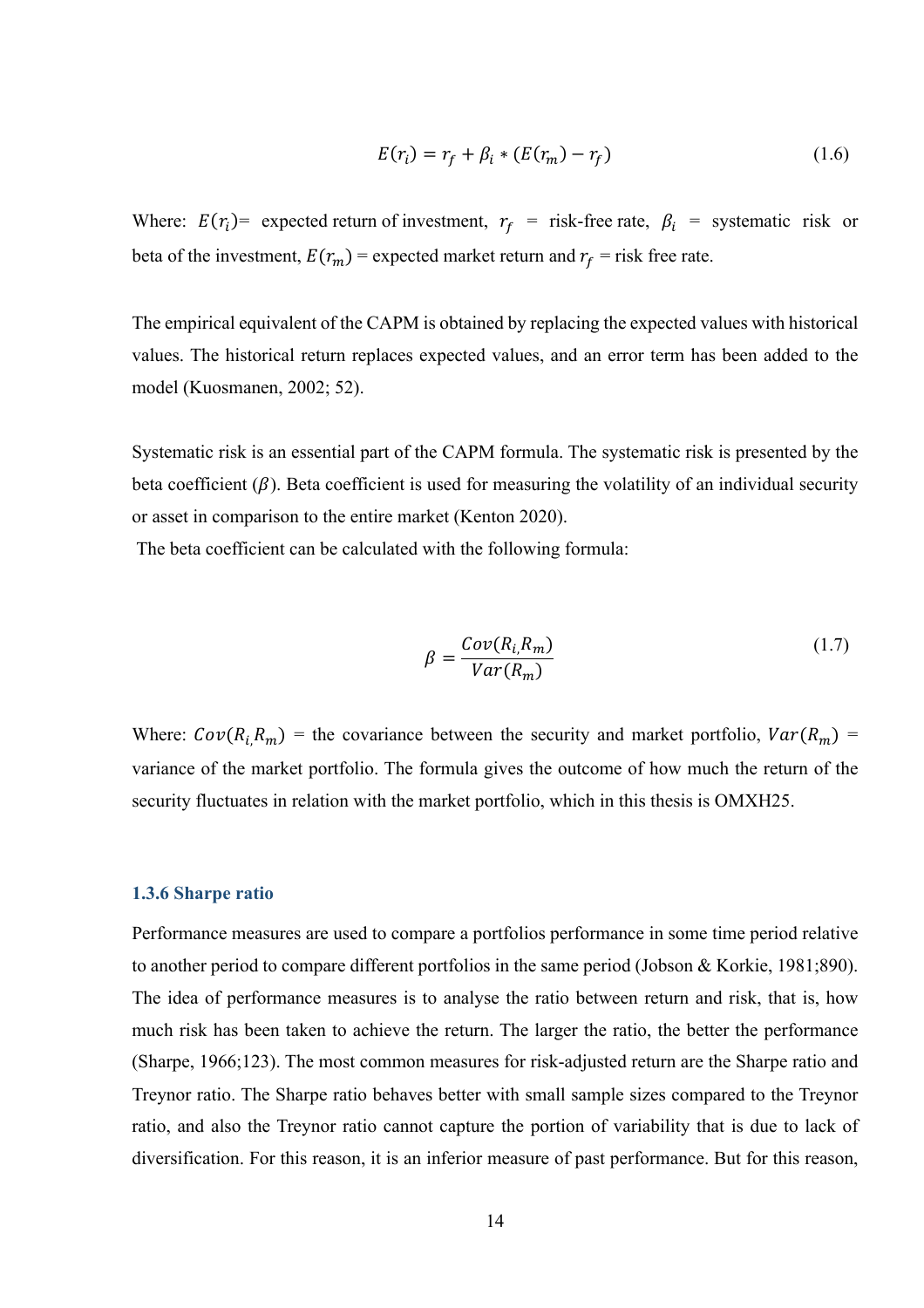$$E(r_i) = r_f + \beta_i * (E(r_m) - r_f) \tag{1.6}$$

Where: $E(r_i)$= expected return of investment, $r_f$ = risk-free rate, $\beta_i$ = systematic risk or beta of the investment, $E(r_m)$ = expected market return and $r_f$ = risk free rate.

The empirical equivalent of the CAPM is obtained by replacing the expected values with historical values. The historical return replaces expected values, and an error term has been added to the model (Kuosmanen, 2002; 52).

Systematic risk is an essential part of the CAPM formula. The systematic risk is presented by the beta coefficient ($\beta$). Beta coefficient is used for measuring the volatility of an individual security or asset in comparison to the entire market (Kenton 2020).

The beta coefficient can be calculated with the following formula:

$$\beta = \frac{Cov(R_{i,}R_m)}{Var(R_m)} \tag{1.7}$$

Where: $Cov(R_{i,}R_m)$ = the covariance between the security and market portfolio, $Var(R_m)$ = variance of the market portfolio. The formula gives the outcome of how much the return of the security fluctuates in relation with the market portfolio, which in this thesis is OMXH25.

### 1.3.6 Sharpe ratio

Performance measures are used to compare a portfolios performance in some time period relative to another period to compare different portfolios in the same period (Jobson & Korkie, 1981;890). The idea of performance measures is to analyse the ratio between return and risk, that is, how much risk has been taken to achieve the return. The larger the ratio, the better the performance (Sharpe, 1966;123). The most common measures for risk-adjusted return are the Sharpe ratio and Treynor ratio. The Sharpe ratio behaves better with small sample sizes compared to the Treynor ratio, and also the Treynor ratio cannot capture the portion of variability that is due to lack of diversification. For this reason, it is an inferior measure of past performance. But for this reason,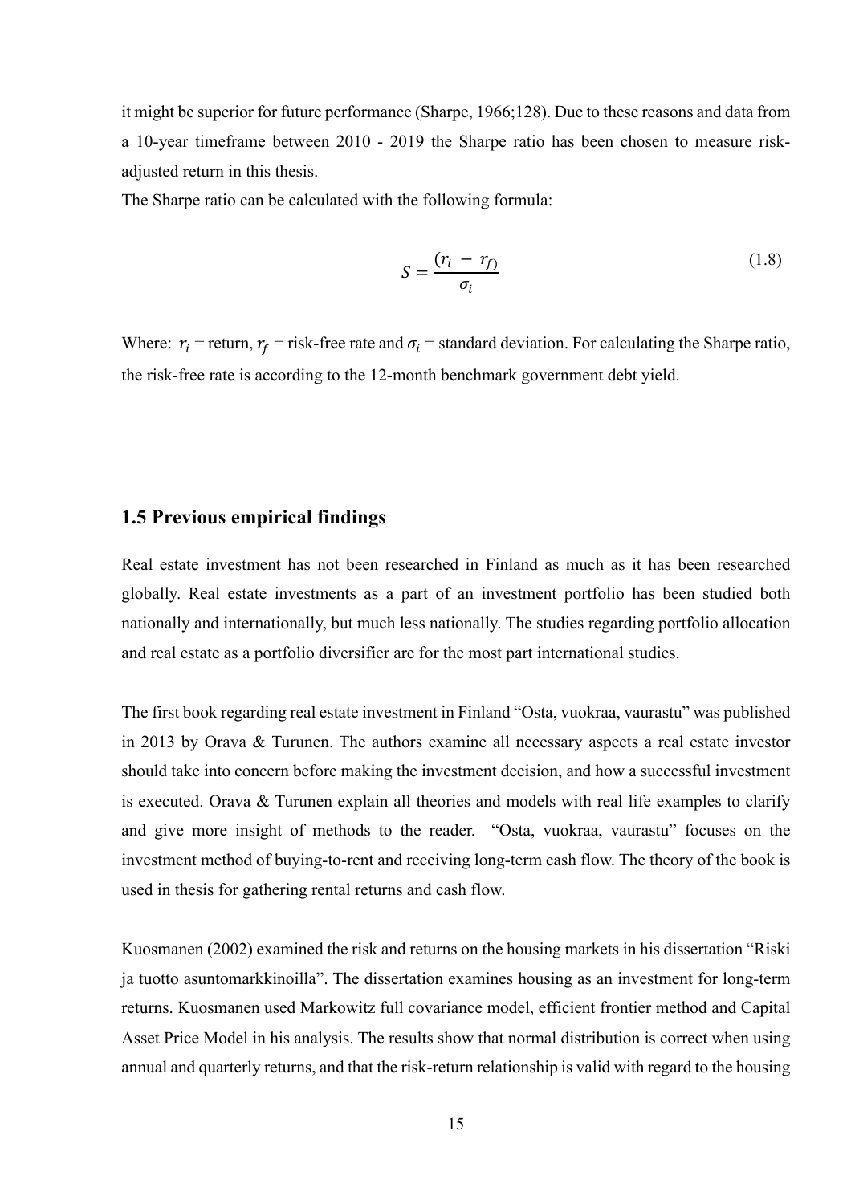it might be superior for future performance (Sharpe, 1966;128). Due to these reasons and data from a 10-year timeframe between 2010 - 2019 the Sharpe ratio has been chosen to measure risk-adjusted return in this thesis.

The Sharpe ratio can be calculated with the following formula:

$$S = \frac{(r_i - r_f)}{\sigma_i} \tag{1.8}$$

Where: $r_i$ = return, $r_f$ = risk-free rate and $\sigma_i$ = standard deviation. For calculating the Sharpe ratio, the risk-free rate is according to the 12-month benchmark government debt yield.

## 1.5 Previous empirical findings

Real estate investment has not been researched in Finland as much as it has been researched globally. Real estate investments as a part of an investment portfolio has been studied both nationally and internationally, but much less nationally. The studies regarding portfolio allocation and real estate as a portfolio diversifier are for the most part international studies.

The first book regarding real estate investment in Finland "Osta, vuokraa, vaurastu" was published in 2013 by Orava & Turunen. The authors examine all necessary aspects a real estate investor should take into concern before making the investment decision, and how a successful investment is executed. Orava & Turunen explain all theories and models with real life examples to clarify and give more insight of methods to the reader. "Osta, vuokraa, vaurastu" focuses on the investment method of buying-to-rent and receiving long-term cash flow. The theory of the book is used in thesis for gathering rental returns and cash flow.

Kuosmanen (2002) examined the risk and returns on the housing markets in his dissertation "Riski ja tuotto asuntomarkkinoilla". The dissertation examines housing as an investment for long-term returns. Kuosmanen used Markowitz full covariance model, efficient frontier method and Capital Asset Price Model in his analysis. The results show that normal distribution is correct when using annual and quarterly returns, and that the risk-return relationship is valid with regard to the housing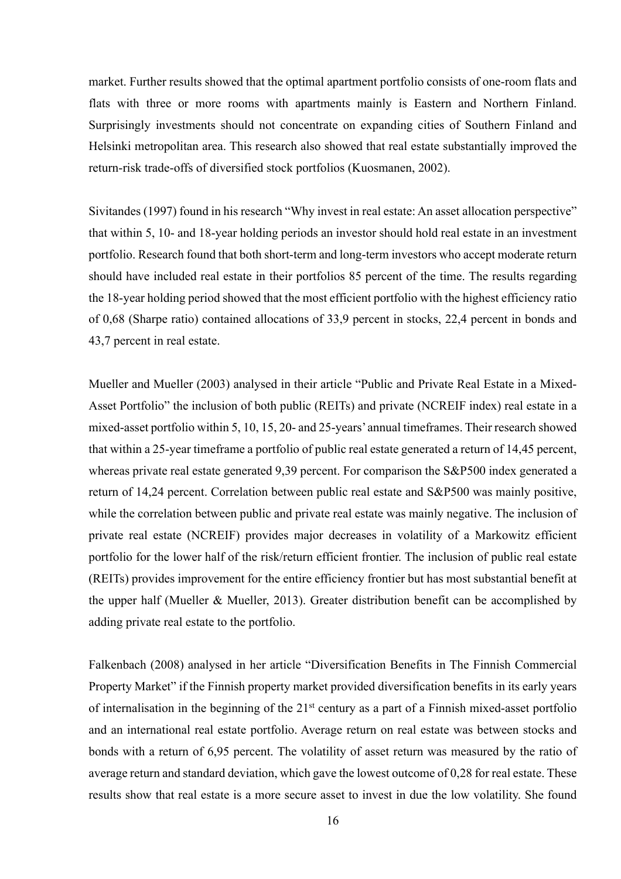market. Further results showed that the optimal apartment portfolio consists of one-room flats and flats with three or more rooms with apartments mainly is Eastern and Northern Finland. Surprisingly investments should not concentrate on expanding cities of Southern Finland and Helsinki metropolitan area. This research also showed that real estate substantially improved the return-risk trade-offs of diversified stock portfolios (Kuosmanen, 2002).

Sivitandes (1997) found in his research "Why invest in real estate: An asset allocation perspective" that within 5, 10- and 18-year holding periods an investor should hold real estate in an investment portfolio. Research found that both short-term and long-term investors who accept moderate return should have included real estate in their portfolios 85 percent of the time. The results regarding the 18-year holding period showed that the most efficient portfolio with the highest efficiency ratio of 0,68 (Sharpe ratio) contained allocations of 33,9 percent in stocks, 22,4 percent in bonds and 43,7 percent in real estate.

Mueller and Mueller (2003) analysed in their article "Public and Private Real Estate in a Mixed-Asset Portfolio" the inclusion of both public (REITs) and private (NCREIF index) real estate in a mixed-asset portfolio within 5, 10, 15, 20- and 25-years' annual timeframes. Their research showed that within a 25-year timeframe a portfolio of public real estate generated a return of 14,45 percent, whereas private real estate generated 9,39 percent. For comparison the S&P500 index generated a return of 14,24 percent. Correlation between public real estate and S&P500 was mainly positive, while the correlation between public and private real estate was mainly negative. The inclusion of private real estate (NCREIF) provides major decreases in volatility of a Markowitz efficient portfolio for the lower half of the risk/return efficient frontier. The inclusion of public real estate (REITs) provides improvement for the entire efficiency frontier but has most substantial benefit at the upper half (Mueller & Mueller, 2013). Greater distribution benefit can be accomplished by adding private real estate to the portfolio.

Falkenbach (2008) analysed in her article "Diversification Benefits in The Finnish Commercial Property Market" if the Finnish property market provided diversification benefits in its early years of internalisation in the beginning of the 21st century as a part of a Finnish mixed-asset portfolio and an international real estate portfolio. Average return on real estate was between stocks and bonds with a return of 6,95 percent. The volatility of asset return was measured by the ratio of average return and standard deviation, which gave the lowest outcome of 0,28 for real estate. These results show that real estate is a more secure asset to invest in due the low volatility. She found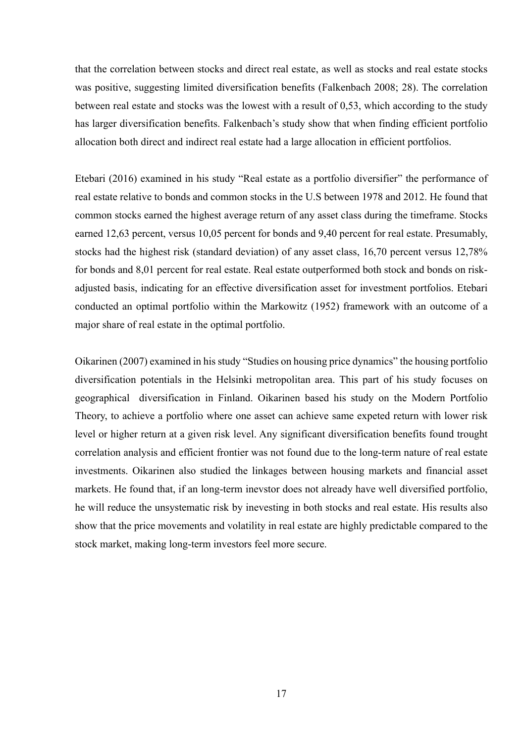that the correlation between stocks and direct real estate, as well as stocks and real estate stocks was positive, suggesting limited diversification benefits (Falkenbach 2008; 28). The correlation between real estate and stocks was the lowest with a result of 0,53, which according to the study has larger diversification benefits. Falkenbach's study show that when finding efficient portfolio allocation both direct and indirect real estate had a large allocation in efficient portfolios.

Etebari (2016) examined in his study "Real estate as a portfolio diversifier" the performance of real estate relative to bonds and common stocks in the U.S between 1978 and 2012. He found that common stocks earned the highest average return of any asset class during the timeframe. Stocks earned 12,63 percent, versus 10,05 percent for bonds and 9,40 percent for real estate. Presumably, stocks had the highest risk (standard deviation) of any asset class, 16,70 percent versus 12,78% for bonds and 8,01 percent for real estate. Real estate outperformed both stock and bonds on risk-adjusted basis, indicating for an effective diversification asset for investment portfolios. Etebari conducted an optimal portfolio within the Markowitz (1952) framework with an outcome of a major share of real estate in the optimal portfolio.

Oikarinen (2007) examined in his study "Studies on housing price dynamics" the housing portfolio diversification potentials in the Helsinki metropolitan area. This part of his study focuses on geographical diversification in Finland. Oikarinen based his study on the Modern Portfolio Theory, to achieve a portfolio where one asset can achieve same expeted return with lower risk level or higher return at a given risk level. Any significant diversification benefits found trought correlation analysis and efficient frontier was not found due to the long-term nature of real estate investments. Oikarinen also studied the linkages between housing markets and financial asset markets. He found that, if an long-term inevstor does not already have well diversified portfolio, he will reduce the unsystematic risk by inevesting in both stocks and real estate. His results also show that the price movements and volatility in real estate are highly predictable compared to the stock market, making long-term investors feel more secure.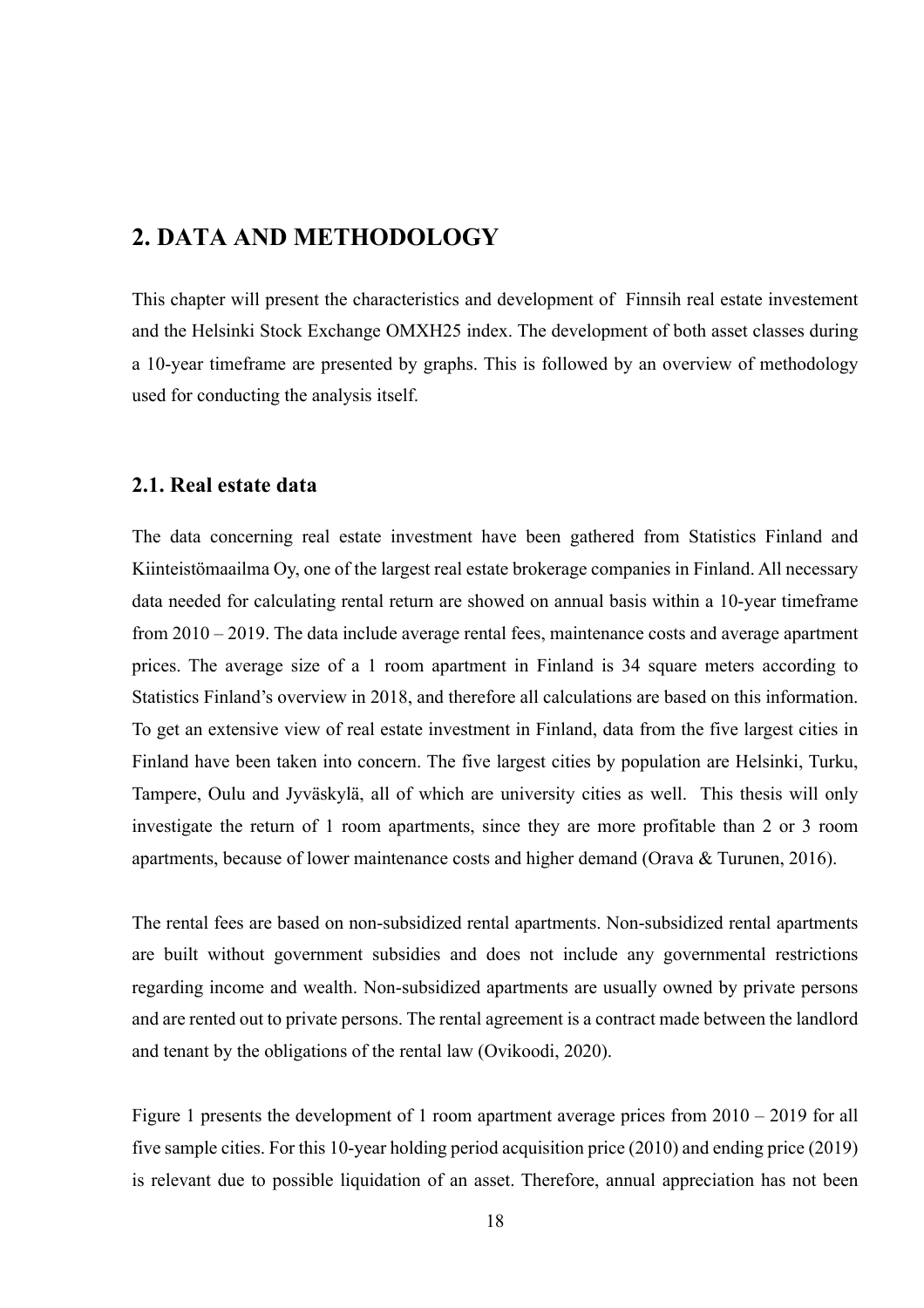# 2. DATA AND METHODOLOGY

This chapter will present the characteristics and development of Finnsih real estate investement and the Helsinki Stock Exchange OMXH25 index. The development of both asset classes during a 10-year timeframe are presented by graphs. This is followed by an overview of methodology used for conducting the analysis itself.

## 2.1. Real estate data

The data concerning real estate investment have been gathered from Statistics Finland and Kiinteistömaailma Oy, one of the largest real estate brokerage companies in Finland. All necessary data needed for calculating rental return are showed on annual basis within a 10-year timeframe from 2010 – 2019. The data include average rental fees, maintenance costs and average apartment prices. The average size of a 1 room apartment in Finland is 34 square meters according to Statistics Finland's overview in 2018, and therefore all calculations are based on this information. To get an extensive view of real estate investment in Finland, data from the five largest cities in Finland have been taken into concern. The five largest cities by population are Helsinki, Turku, Tampere, Oulu and Jyväskylä, all of which are university cities as well. This thesis will only investigate the return of 1 room apartments, since they are more profitable than 2 or 3 room apartments, because of lower maintenance costs and higher demand (Orava & Turunen, 2016).

The rental fees are based on non-subsidized rental apartments. Non-subsidized rental apartments are built without government subsidies and does not include any governmental restrictions regarding income and wealth. Non-subsidized apartments are usually owned by private persons and are rented out to private persons. The rental agreement is a contract made between the landlord and tenant by the obligations of the rental law (Ovikoodi, 2020).

Figure 1 presents the development of 1 room apartment average prices from 2010 – 2019 for all five sample cities. For this 10-year holding period acquisition price (2010) and ending price (2019) is relevant due to possible liquidation of an asset. Therefore, annual appreciation has not been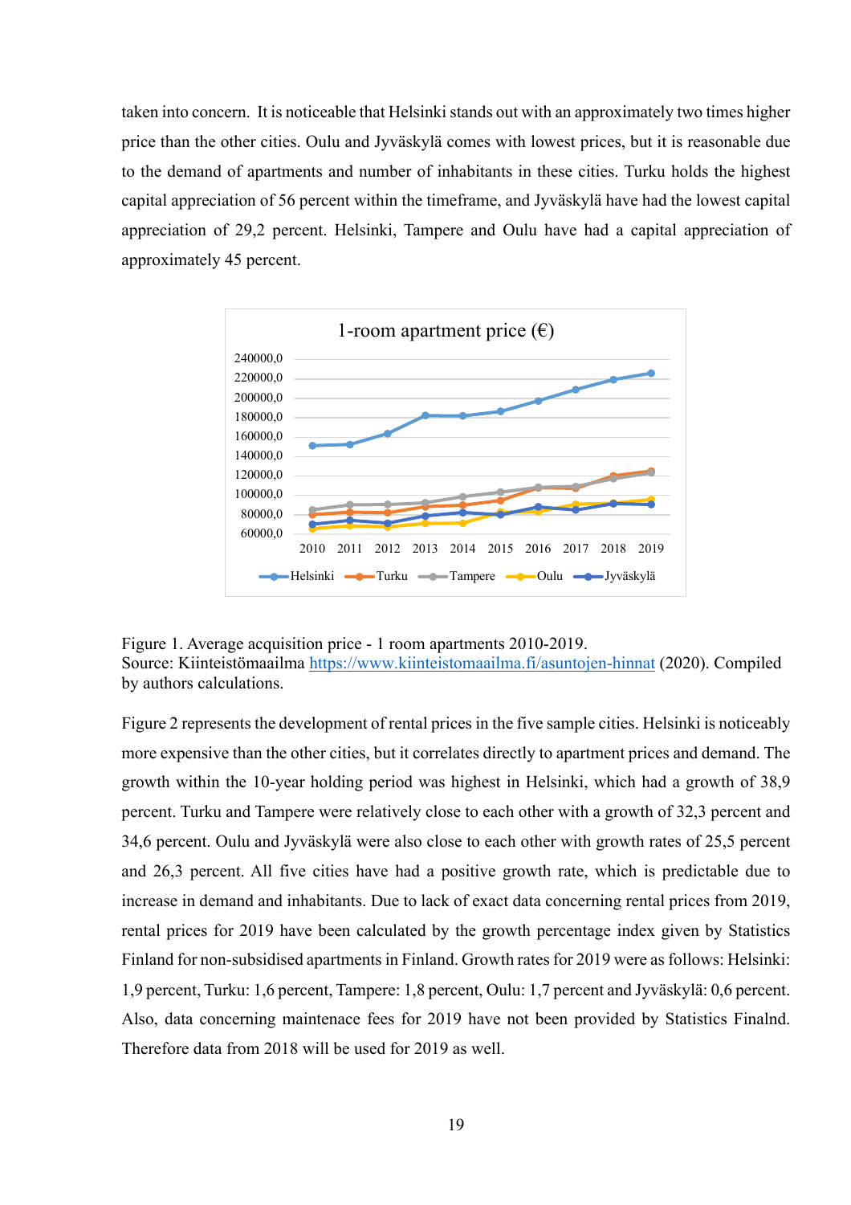taken into concern. It is noticeable that Helsinki stands out with an approximately two times higher price than the other cities. Oulu and Jyväskylä comes with lowest prices, but it is reasonable due to the demand of apartments and number of inhabitants in these cities. Turku holds the highest capital appreciation of 56 percent within the timeframe, and Jyväskylä have had the lowest capital appreciation of 29,2 percent. Helsinki, Tampere and Oulu have had a capital appreciation of approximately 45 percent.

Figure 1. Average acquisition price - 1 room apartments 2010-2019.
Source: Kiinteistömaailma https://www.kiinteistomaailma.fi/asuntojen-hinnat (2020). Compiled by authors calculations.

Figure 2 represents the development of rental prices in the five sample cities. Helsinki is noticeably more expensive than the other cities, but it correlates directly to apartment prices and demand. The growth within the 10-year holding period was highest in Helsinki, which had a growth of 38,9 percent. Turku and Tampere were relatively close to each other with a growth of 32,3 percent and 34,6 percent. Oulu and Jyväskylä were also close to each other with growth rates of 25,5 percent and 26,3 percent. All five cities have had a positive growth rate, which is predictable due to increase in demand and inhabitants. Due to lack of exact data concerning rental prices from 2019, rental prices for 2019 have been calculated by the growth percentage index given by Statistics Finland for non-subsidised apartments in Finland. Growth rates for 2019 were as follows: Helsinki: 1,9 percent, Turku: 1,6 percent, Tampere: 1,8 percent, Oulu: 1,7 percent and Jyväskylä: 0,6 percent. Also, data concerning maintenace fees for 2019 have not been provided by Statistics Finalnd. Therefore data from 2018 will be used for 2019 as well.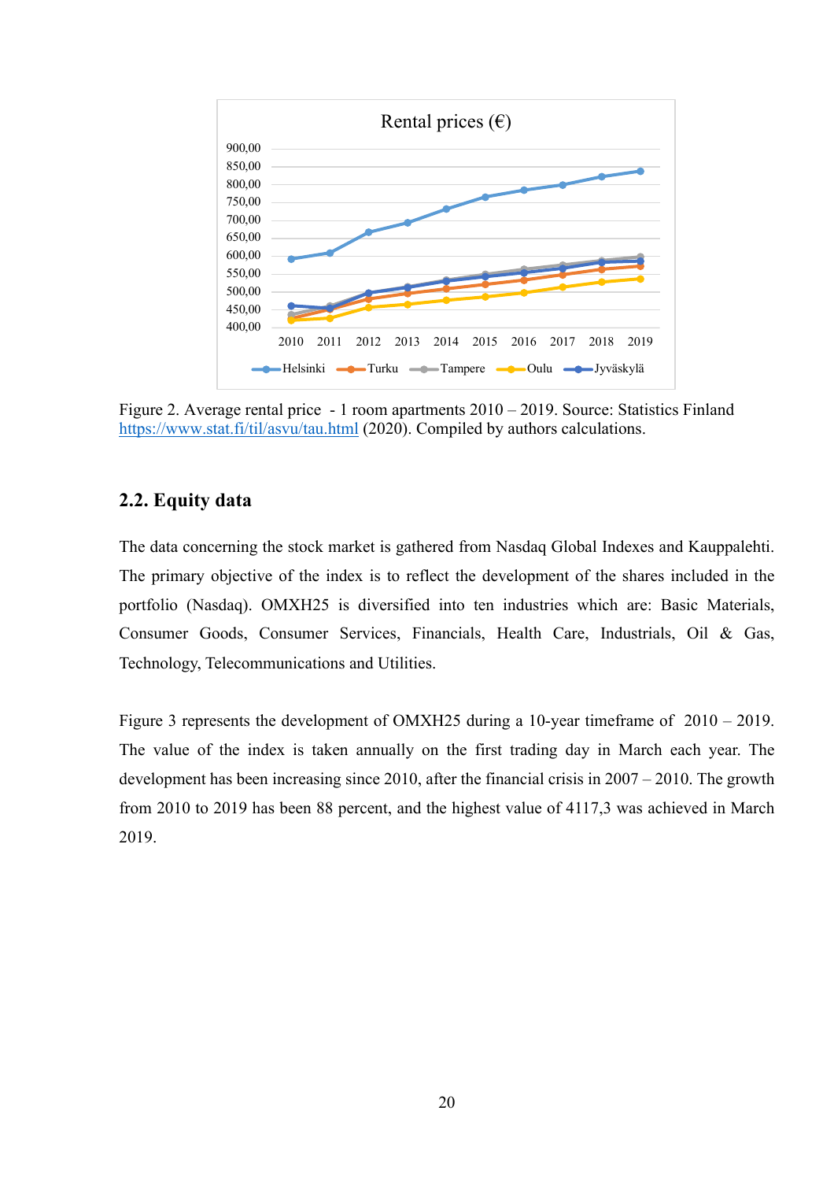Figure 2. Average rental price - 1 room apartments 2010 – 2019. Source: Statistics Finland https://www.stat.fi/til/asvu/tau.html (2020). Compiled by authors calculations.

## 2.2. Equity data

The data concerning the stock market is gathered from Nasdaq Global Indexes and Kauppalehti. The primary objective of the index is to reflect the development of the shares included in the portfolio (Nasdaq). OMXH25 is diversified into ten industries which are: Basic Materials, Consumer Goods, Consumer Services, Financials, Health Care, Industrials, Oil & Gas, Technology, Telecommunications and Utilities.

Figure 3 represents the development of OMXH25 during a 10-year timeframe of 2010 – 2019. The value of the index is taken annually on the first trading day in March each year. The development has been increasing since 2010, after the financial crisis in 2007 – 2010. The growth from 2010 to 2019 has been 88 percent, and the highest value of 4117,3 was achieved in March 2019.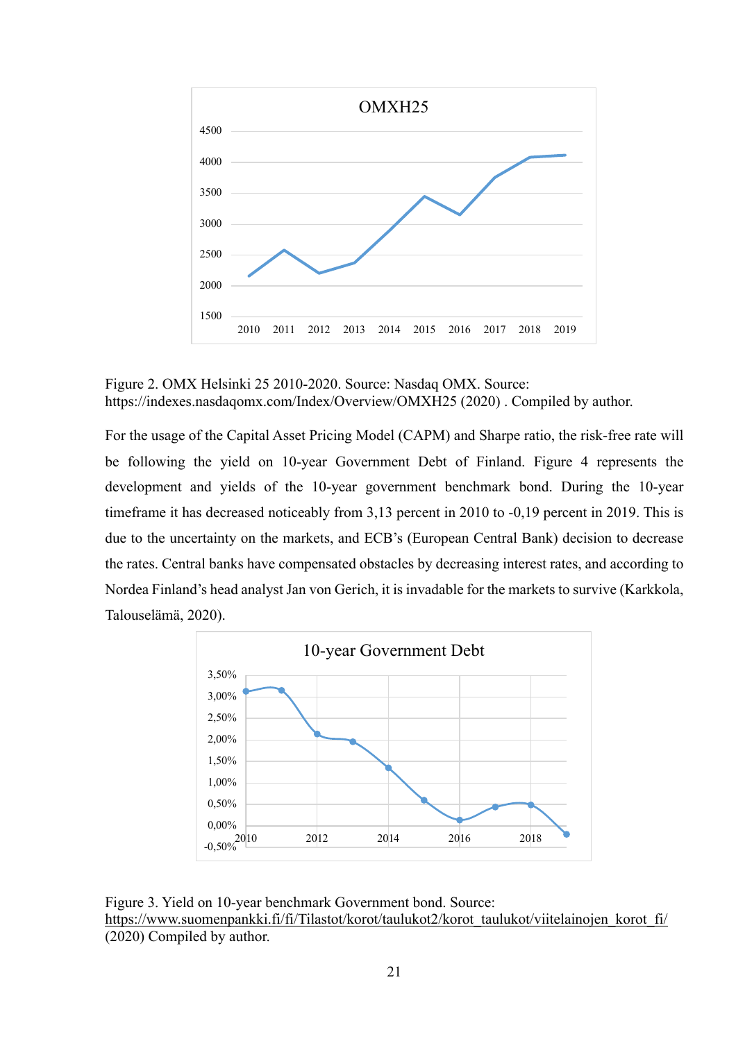Figure 2. OMX Helsinki 25 2010-2020. Source: Nasdaq OMX. Source: https://indexes.nasdaqomx.com/Index/Overview/OMXH25 (2020) . Compiled by author.

For the usage of the Capital Asset Pricing Model (CAPM) and Sharpe ratio, the risk-free rate will be following the yield on 10-year Government Debt of Finland. Figure 4 represents the development and yields of the 10-year government benchmark bond. During the 10-year timeframe it has decreased noticeably from 3,13 percent in 2010 to -0,19 percent in 2019. This is due to the uncertainty on the markets, and ECB's (European Central Bank) decision to decrease the rates. Central banks have compensated obstacles by decreasing interest rates, and according to Nordea Finland's head analyst Jan von Gerich, it is invadable for the markets to survive (Karkkola, Talouselämä, 2020).

Figure 3. Yield on 10-year benchmark Government bond. Source: https://www.suomenpankki.fi/fi/Tilastot/korot/taulukot2/korot_taulukot/viitelainojen_korot_fi/ (2020) Compiled by author.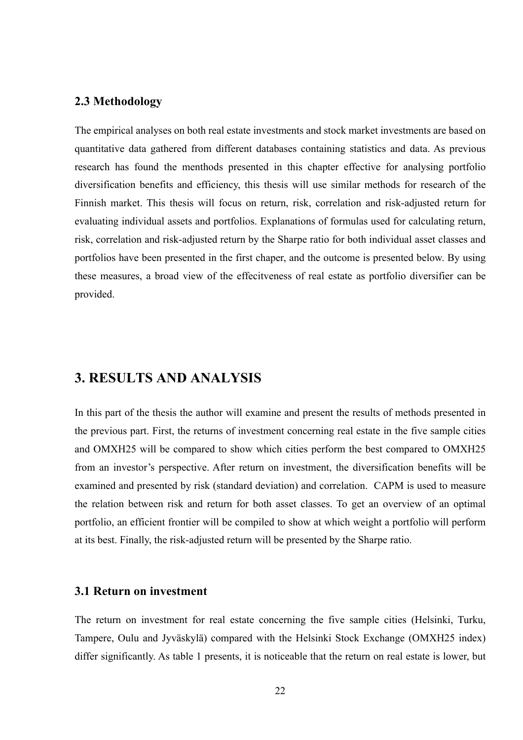### 2.3 Methodology

The empirical analyses on both real estate investments and stock market investments are based on quantitative data gathered from different databases containing statistics and data. As previous research has found the menthods presented in this chapter effective for analysing portfolio diversification benefits and efficiency, this thesis will use similar methods for research of the Finnish market. This thesis will focus on return, risk, correlation and risk-adjusted return for evaluating individual assets and portfolios. Explanations of formulas used for calculating return, risk, correlation and risk-adjusted return by the Sharpe ratio for both individual asset classes and portfolios have been presented in the first chaper, and the outcome is presented below. By using these measures, a broad view of the effecitveness of real estate as portfolio diversifier can be provided.

## 3. RESULTS AND ANALYSIS

In this part of the thesis the author will examine and present the results of methods presented in the previous part. First, the returns of investment concerning real estate in the five sample cities and OMXH25 will be compared to show which cities perform the best compared to OMXH25 from an investor's perspective. After return on investment, the diversification benefits will be examined and presented by risk (standard deviation) and correlation. CAPM is used to measure the relation between risk and return for both asset classes. To get an overview of an optimal portfolio, an efficient frontier will be compiled to show at which weight a portfolio will perform at its best. Finally, the risk-adjusted return will be presented by the Sharpe ratio.

### 3.1 Return on investment

The return on investment for real estate concerning the five sample cities (Helsinki, Turku, Tampere, Oulu and Jyväskylä) compared with the Helsinki Stock Exchange (OMXH25 index) differ significantly. As table 1 presents, it is noticeable that the return on real estate is lower, but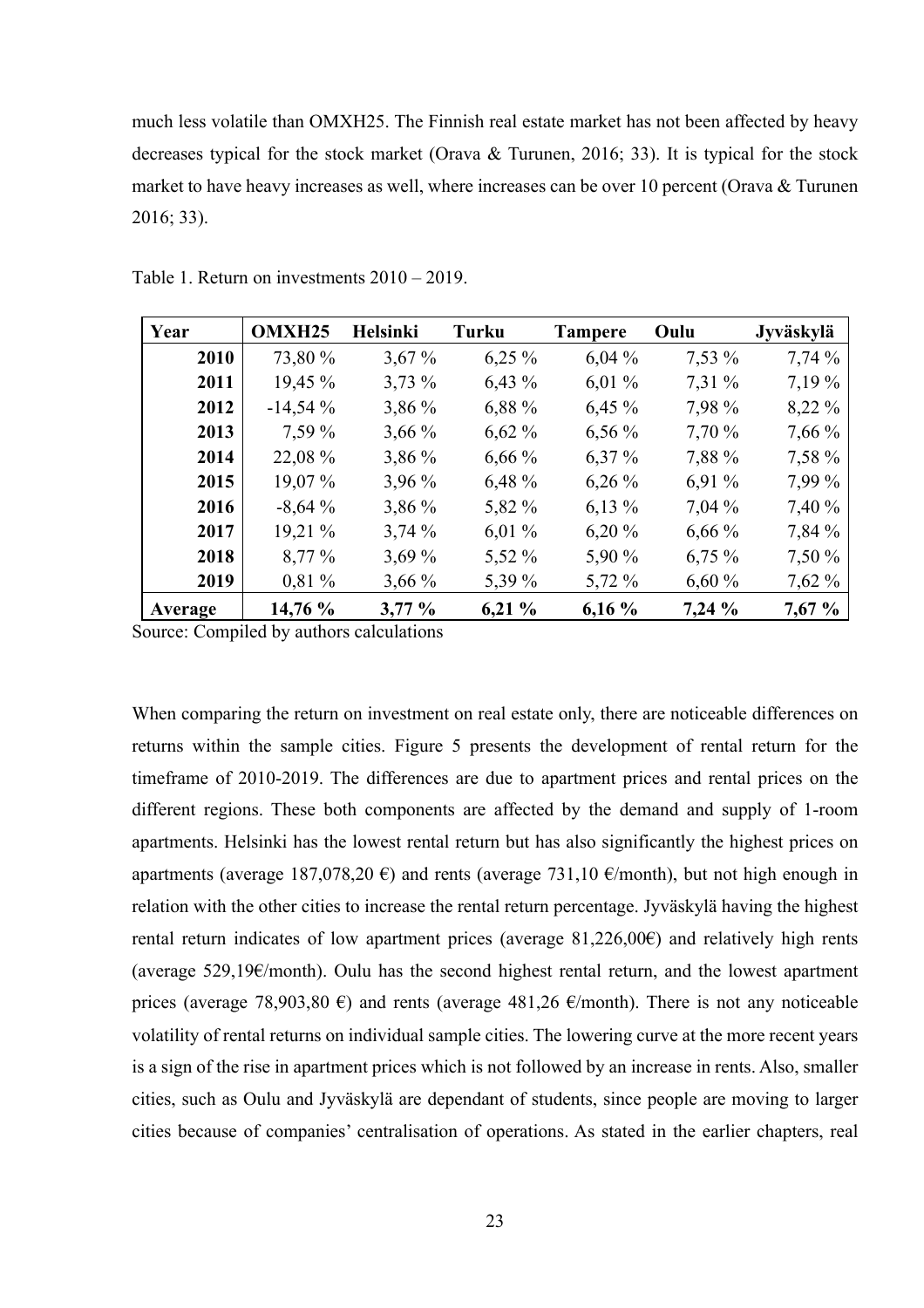much less volatile than OMXH25. The Finnish real estate market has not been affected by heavy decreases typical for the stock market (Orava & Turunen, 2016; 33). It is typical for the stock market to have heavy increases as well, where increases can be over 10 percent (Orava & Turunen 2016; 33).

Table 1. Return on investments 2010 – 2019.

| Year | OMXH25 | Helsinki | Turku | Tampere | Oulu | Jyväskylä |
|---|---|---|---|---|---|---|
| 2010 | 73,80 % | 3,67 % | 6,25 % | 6,04 % | 7,53 % | 7,74 % |
| 2011 | 19,45 % | 3,73 % | 6,43 % | 6,01 % | 7,31 % | 7,19 % |
| 2012 | -14,54 % | 3,86 % | 6,88 % | 6,45 % | 7,98 % | 8,22 % |
| 2013 | 7,59 % | 3,66 % | 6,62 % | 6,56 % | 7,70 % | 7,66 % |
| 2014 | 22,08 % | 3,86 % | 6,66 % | 6,37 % | 7,88 % | 7,58 % |
| 2015 | 19,07 % | 3,96 % | 6,48 % | 6,26 % | 6,91 % | 7,99 % |
| 2016 | -8,64 % | 3,86 % | 5,82 % | 6,13 % | 7,04 % | 7,40 % |
| 2017 | 19,21 % | 3,74 % | 6,01 % | 6,20 % | 6,66 % | 7,84 % |
| 2018 | 8,77 % | 3,69 % | 5,52 % | 5,90 % | 6,75 % | 7,50 % |
| 2019 | 0,81 % | 3,66 % | 5,39 % | 5,72 % | 6,60 % | 7,62 % |
| **Average** | **14,76 %** | **3,77 %** | **6,21 %** | **6,16 %** | **7,24 %** | **7,67 %** |

Source: Compiled by authors calculations

When comparing the return on investment on real estate only, there are noticeable differences on returns within the sample cities. Figure 5 presents the development of rental return for the timeframe of 2010-2019. The differences are due to apartment prices and rental prices on the different regions. These both components are affected by the demand and supply of 1-room apartments. Helsinki has the lowest rental return but has also significantly the highest prices on apartments (average 187,078,20 €) and rents (average 731,10 €/month), but not high enough in relation with the other cities to increase the rental return percentage. Jyväskylä having the highest rental return indicates of low apartment prices (average 81,226,00€) and relatively high rents (average 529,19€/month). Oulu has the second highest rental return, and the lowest apartment prices (average 78,903,80 €) and rents (average 481,26 €/month). There is not any noticeable volatility of rental returns on individual sample cities. The lowering curve at the more recent years is a sign of the rise in apartment prices which is not followed by an increase in rents. Also, smaller cities, such as Oulu and Jyväskylä are dependant of students, since people are moving to larger cities because of companies' centralisation of operations. As stated in the earlier chapters, real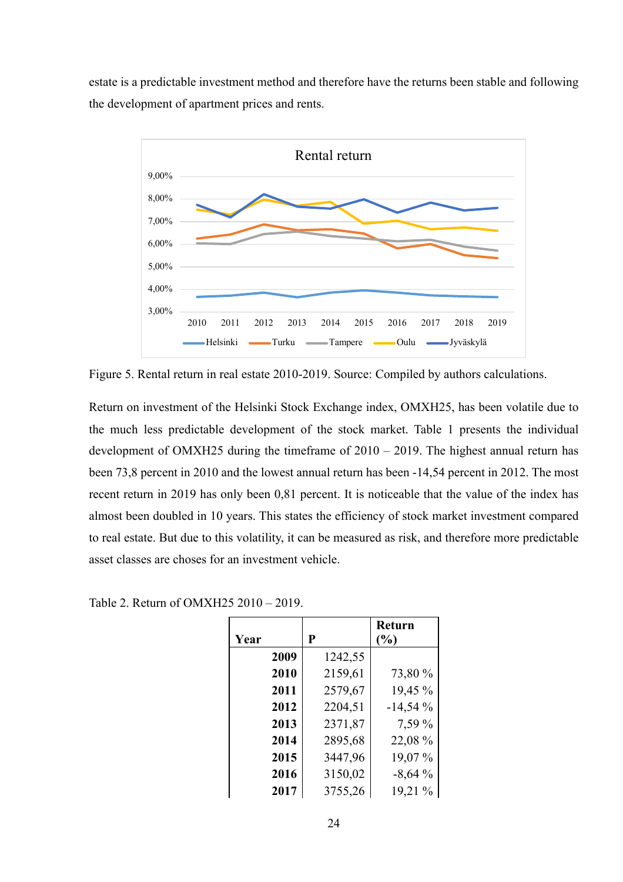estate is a predictable investment method and therefore have the returns been stable and following the development of apartment prices and rents.

Figure 5. Rental return in real estate 2010-2019. Source: Compiled by authors calculations.

Return on investment of the Helsinki Stock Exchange index, OMXH25, has been volatile due to the much less predictable development of the stock market. Table 1 presents the individual development of OMXH25 during the timeframe of 2010 – 2019. The highest annual return has been 73,8 percent in 2010 and the lowest annual return has been -14,54 percent in 2012. The most recent return in 2019 has only been 0,81 percent. It is noticeable that the value of the index has almost been doubled in 10 years. This states the efficiency of stock market investment compared to real estate. But due to this volatility, it can be measured as risk, and therefore more predictable asset classes are choses for an investment vehicle.

Table 2. Return of OMXH25 2010 – 2019.

| Year | P | Return (%) |
|---|---|---|
| **2009** | 1242,55 | |
| **2010** | 2159,61 | 73,80 % |
| **2011** | 2579,67 | 19,45 % |
| **2012** | 2204,51 | -14,54 % |
| **2013** | 2371,87 | 7,59 % |
| **2014** | 2895,68 | 22,08 % |
| **2015** | 3447,96 | 19,07 % |
| **2016** | 3150,02 | -8,64 % |
| **2017** | 3755,26 | 19,21 % |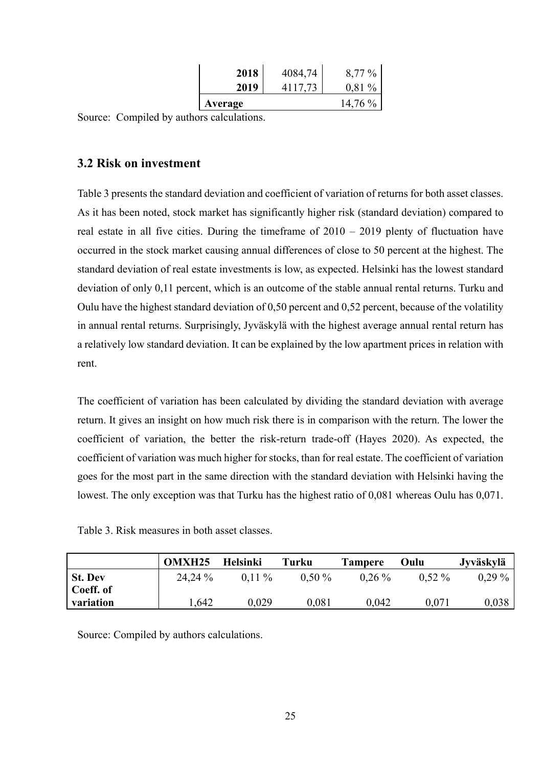| | | |
|---|---|---|
| **2018** | 4084,74 | 8,77 % |
| **2019** | 4117,73 | 0,81 % |
| **Average** | | 14,76 % |

Source: Compiled by authors calculations.

### 3.2 Risk on investment

Table 3 presents the standard deviation and coefficient of variation of returns for both asset classes. As it has been noted, stock market has significantly higher risk (standard deviation) compared to real estate in all five cities. During the timeframe of 2010 – 2019 plenty of fluctuation have occurred in the stock market causing annual differences of close to 50 percent at the highest. The standard deviation of real estate investments is low, as expected. Helsinki has the lowest standard deviation of only 0,11 percent, which is an outcome of the stable annual rental returns. Turku and Oulu have the highest standard deviation of 0,50 percent and 0,52 percent, because of the volatility in annual rental returns. Surprisingly, Jyväskylä with the highest average annual rental return has a relatively low standard deviation. It can be explained by the low apartment prices in relation with rent.

The coefficient of variation has been calculated by dividing the standard deviation with average return. It gives an insight on how much risk there is in comparison with the return. The lower the coefficient of variation, the better the risk-return trade-off (Hayes 2020). As expected, the coefficient of variation was much higher for stocks, than for real estate. The coefficient of variation goes for the most part in the same direction with the standard deviation with Helsinki having the lowest. The only exception was that Turku has the highest ratio of 0,081 whereas Oulu has 0,071.

Table 3. Risk measures in both asset classes.

| | OMXH25 | Helsinki | Turku | Tampere | Oulu | Jyväskylä |
|---|---|---|---|---|---|---|
| **St. Dev** | 24,24 % | 0,11 % | 0,50 % | 0,26 % | 0,52 % | 0,29 % |
| **Coeff. of variation** | 1,642 | 0,029 | 0,081 | 0,042 | 0,071 | 0,038 |

Source: Compiled by authors calculations.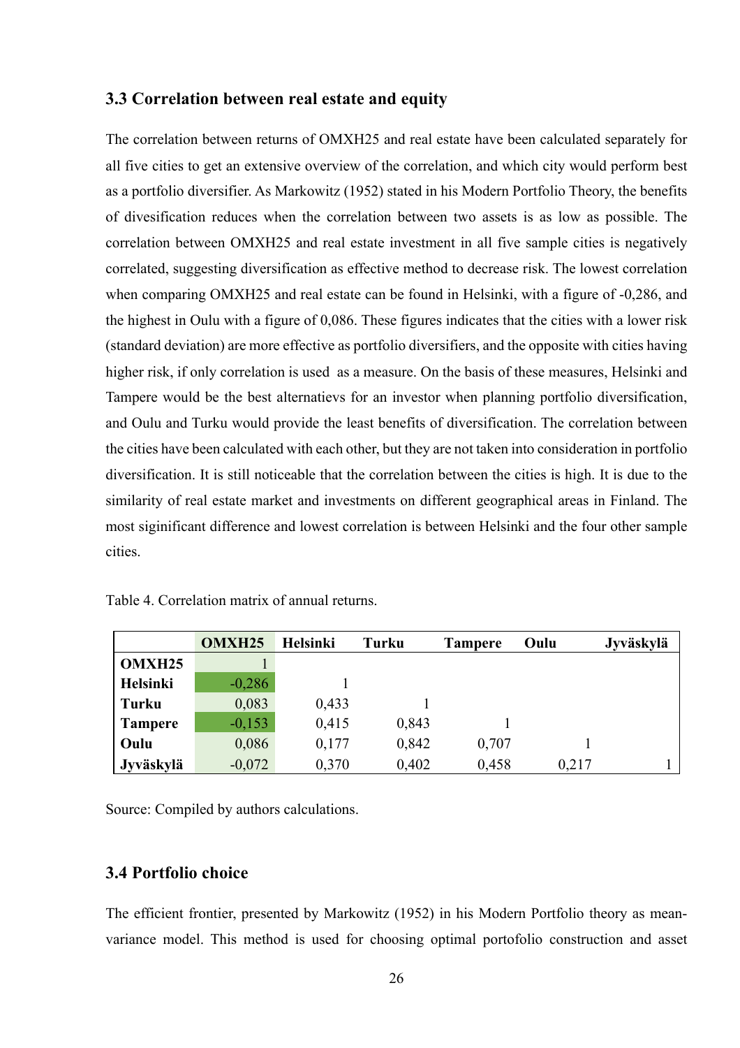### 3.3 Correlation between real estate and equity

The correlation between returns of OMXH25 and real estate have been calculated separately for all five cities to get an extensive overview of the correlation, and which city would perform best as a portfolio diversifier. As Markowitz (1952) stated in his Modern Portfolio Theory, the benefits of divesification reduces when the correlation between two assets is as low as possible. The correlation between OMXH25 and real estate investment in all five sample cities is negatively correlated, suggesting diversification as effective method to decrease risk. The lowest correlation when comparing OMXH25 and real estate can be found in Helsinki, with a figure of -0,286, and the highest in Oulu with a figure of 0,086. These figures indicates that the cities with a lower risk (standard deviation) are more effective as portfolio diversifiers, and the opposite with cities having higher risk, if only correlation is used as a measure. On the basis of these measures, Helsinki and Tampere would be the best alternatievs for an investor when planning portfolio diversification, and Oulu and Turku would provide the least benefits of diversification. The correlation between the cities have been calculated with each other, but they are not taken into consideration in portfolio diversification. It is still noticeable that the correlation between the cities is high. It is due to the similarity of real estate market and investments on different geographical areas in Finland. The most siginificant difference and lowest correlation is between Helsinki and the four other sample cities.

Table 4. Correlation matrix of annual returns.

| | OMXH25 | Helsinki | Turku | Tampere | Oulu | Jyväskylä |
|---|---|---|---|---|---|---|
| **OMXH25** | 1 | | | | | |
| **Helsinki** | -0,286 | 1 | | | | |
| **Turku** | 0,083 | 0,433 | 1 | | | |
| **Tampere** | -0,153 | 0,415 | 0,843 | 1 | | |
| **Oulu** | 0,086 | 0,177 | 0,842 | 0,707 | 1 | |
| **Jyväskylä** | -0,072 | 0,370 | 0,402 | 0,458 | 0,217 | 1 |

Source: Compiled by authors calculations.

### 3.4 Portfolio choice

The efficient frontier, presented by Markowitz (1952) in his Modern Portfolio theory as mean-variance model. This method is used for choosing optimal portofolio construction and asset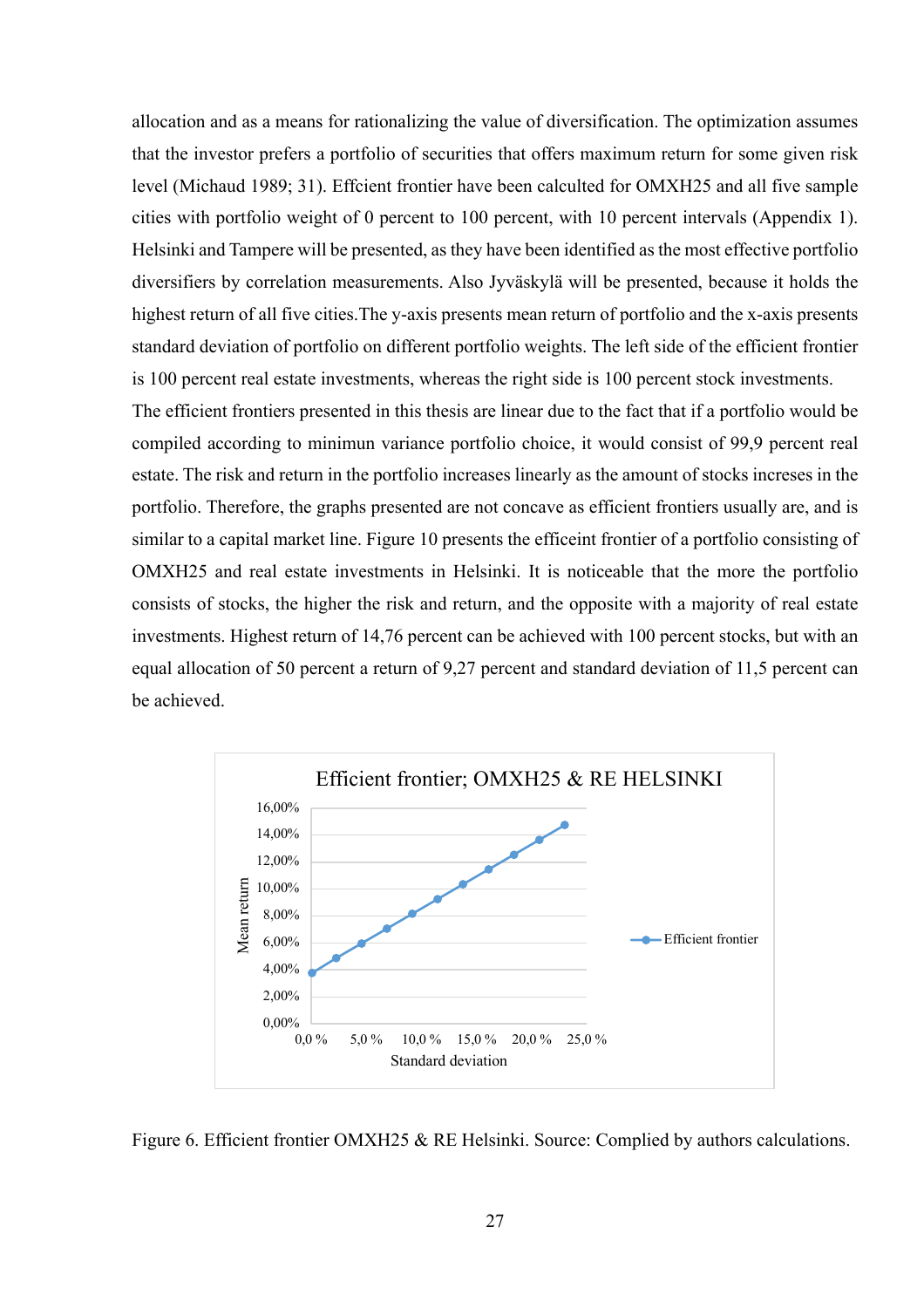allocation and as a means for rationalizing the value of diversification. The optimization assumes that the investor prefers a portfolio of securities that offers maximum return for some given risk level (Michaud 1989; 31). Effcient frontier have been calculted for OMXH25 and all five sample cities with portfolio weight of 0 percent to 100 percent, with 10 percent intervals (Appendix 1). Helsinki and Tampere will be presented, as they have been identified as the most effective portfolio diversifiers by correlation measurements. Also Jyväskylä will be presented, because it holds the highest return of all five cities.The y-axis presents mean return of portfolio and the x-axis presents standard deviation of portfolio on different portfolio weights. The left side of the efficient frontier is 100 percent real estate investments, whereas the right side is 100 percent stock investments.
The efficient frontiers presented in this thesis are linear due to the fact that if a portfolio would be compiled according to minimun variance portfolio choice, it would consist of 99,9 percent real estate. The risk and return in the portfolio increases linearly as the amount of stocks increses in the portfolio. Therefore, the graphs presented are not concave as efficient frontiers usually are, and is similar to a capital market line. Figure 10 presents the effceint frontier of a portfolio consisting of OMXH25 and real estate investments in Helsinki. It is noticeable that the more the portfolio consists of stocks, the higher the risk and return, and the opposite with a majority of real estate investments. Highest return of 14,76 percent can be achieved with 100 percent stocks, but with an equal allocation of 50 percent a return of 9,27 percent and standard deviation of 11,5 percent can be achieved.

Figure 6. Efficient frontier OMXH25 & RE Helsinki. Source: Complied by authors calculations.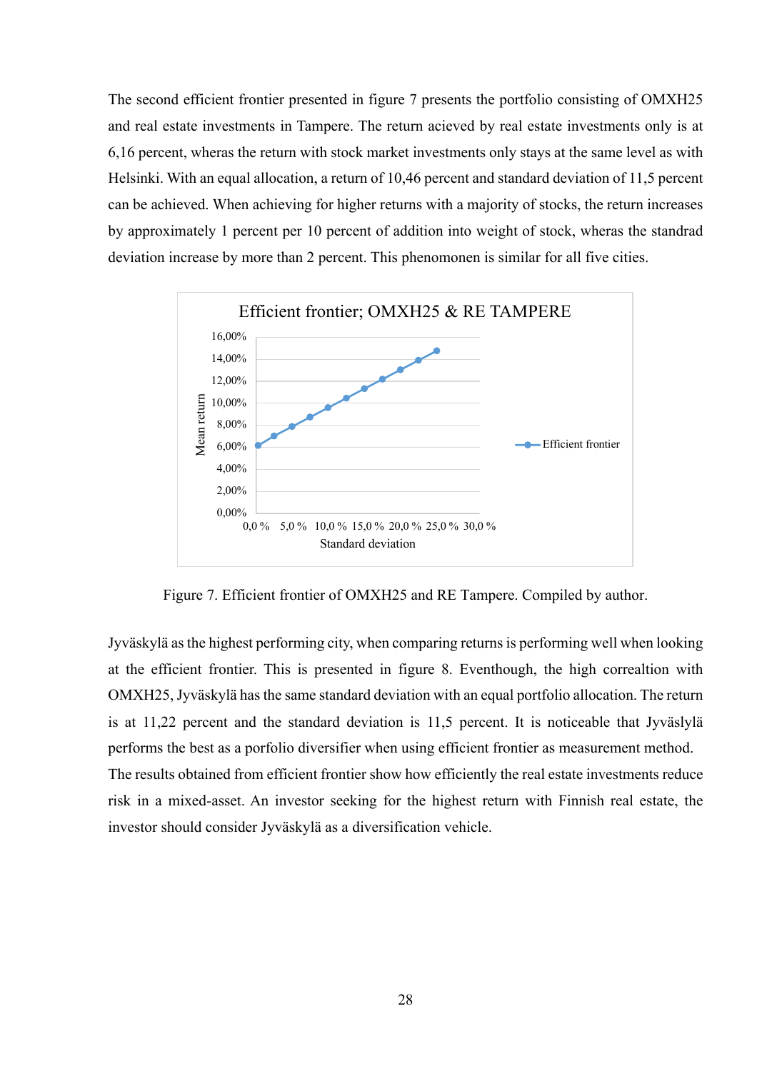The second efficient frontier presented in figure 7 presents the portfolio consisting of OMXH25 and real estate investments in Tampere. The return acieved by real estate investments only is at 6,16 percent, wheras the return with stock market investments only stays at the same level as with Helsinki. With an equal allocation, a return of 10,46 percent and standard deviation of 11,5 percent can be achieved. When achieving for higher returns with a majority of stocks, the return increases by approximately 1 percent per 10 percent of addition into weight of stock, wheras the standrad deviation increase by more than 2 percent. This phenomonen is similar for all five cities.

Figure 7. Efficient frontier of OMXH25 and RE Tampere. Compiled by author.

Jyväskylä as the highest performing city, when comparing returns is performing well when looking at the efficient frontier. This is presented in figure 8. Eventhough, the high correaltion with OMXH25, Jyväskylä has the same standard deviation with an equal portfolio allocation. The return is at 11,22 percent and the standard deviation is 11,5 percent. It is noticeable that Jyväslylä performs the best as a porfolio diversifier when using efficient frontier as measurement method. The results obtained from efficient frontier show how efficiently the real estate investments reduce risk in a mixed-asset. An investor seeking for the highest return with Finnish real estate, the investor should consider Jyväskylä as a diversification vehicle.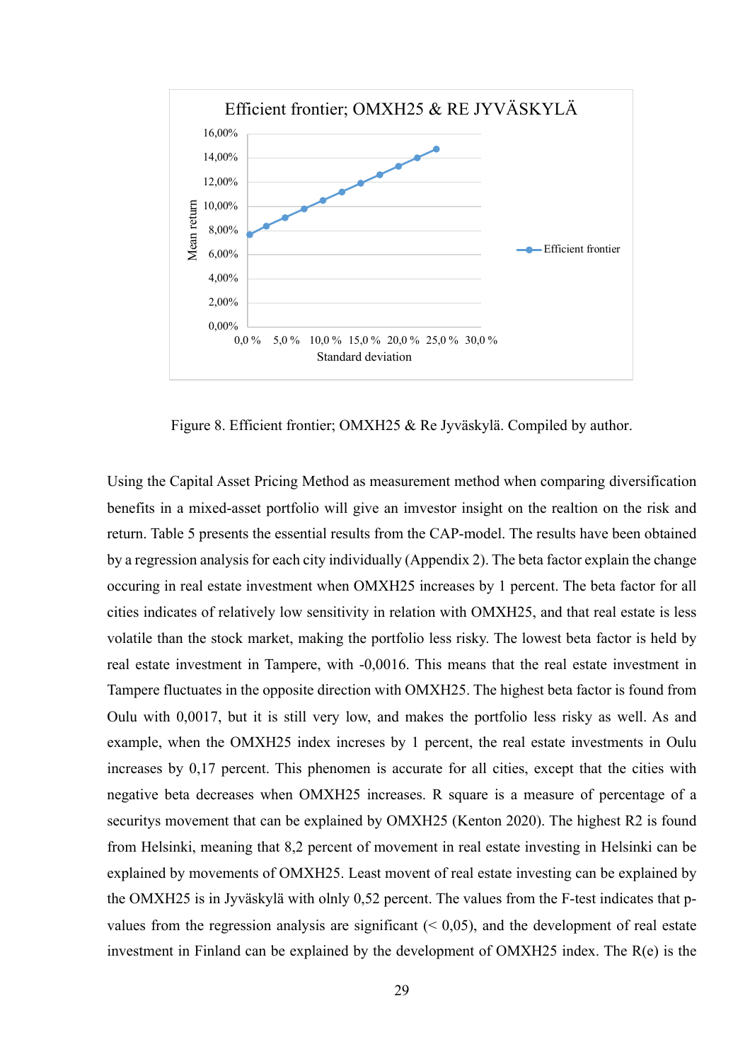Figure 8. Efficient frontier; OMXH25 & Re Jyväskylä. Compiled by author.

Using the Capital Asset Pricing Method as measurement method when comparing diversification benefits in a mixed-asset portfolio will give an imvestor insight on the realtion on the risk and return. Table 5 presents the essential results from the CAP-model. The results have been obtained by a regression analysis for each city individually (Appendix 2). The beta factor explain the change occuring in real estate investment when OMXH25 increases by 1 percent. The beta factor for all cities indicates of relatively low sensitivity in relation with OMXH25, and that real estate is less volatile than the stock market, making the portfolio less risky. The lowest beta factor is held by real estate investment in Tampere, with -0,0016. This means that the real estate investment in Tampere fluctuates in the opposite direction with OMXH25. The highest beta factor is found from Oulu with 0,0017, but it is still very low, and makes the portfolio less risky as well. As and example, when the OMXH25 index increses by 1 percent, the real estate investments in Oulu increases by 0,17 percent. This phenomen is accurate for all cities, except that the cities with negative beta decreases when OMXH25 increases. R square is a measure of percentage of a securitys movement that can be explained by OMXH25 (Kenton 2020). The highest R2 is found from Helsinki, meaning that 8,2 percent of movement in real estate investing in Helsinki can be explained by movements of OMXH25. Least movent of real estate investing can be explained by the OMXH25 is in Jyväskylä with olnly 0,52 percent. The values from the F-test indicates that p-values from the regression analysis are significant (< 0,05), and the development of real estate investment in Finland can be explained by the development of OMXH25 index. The R(e) is the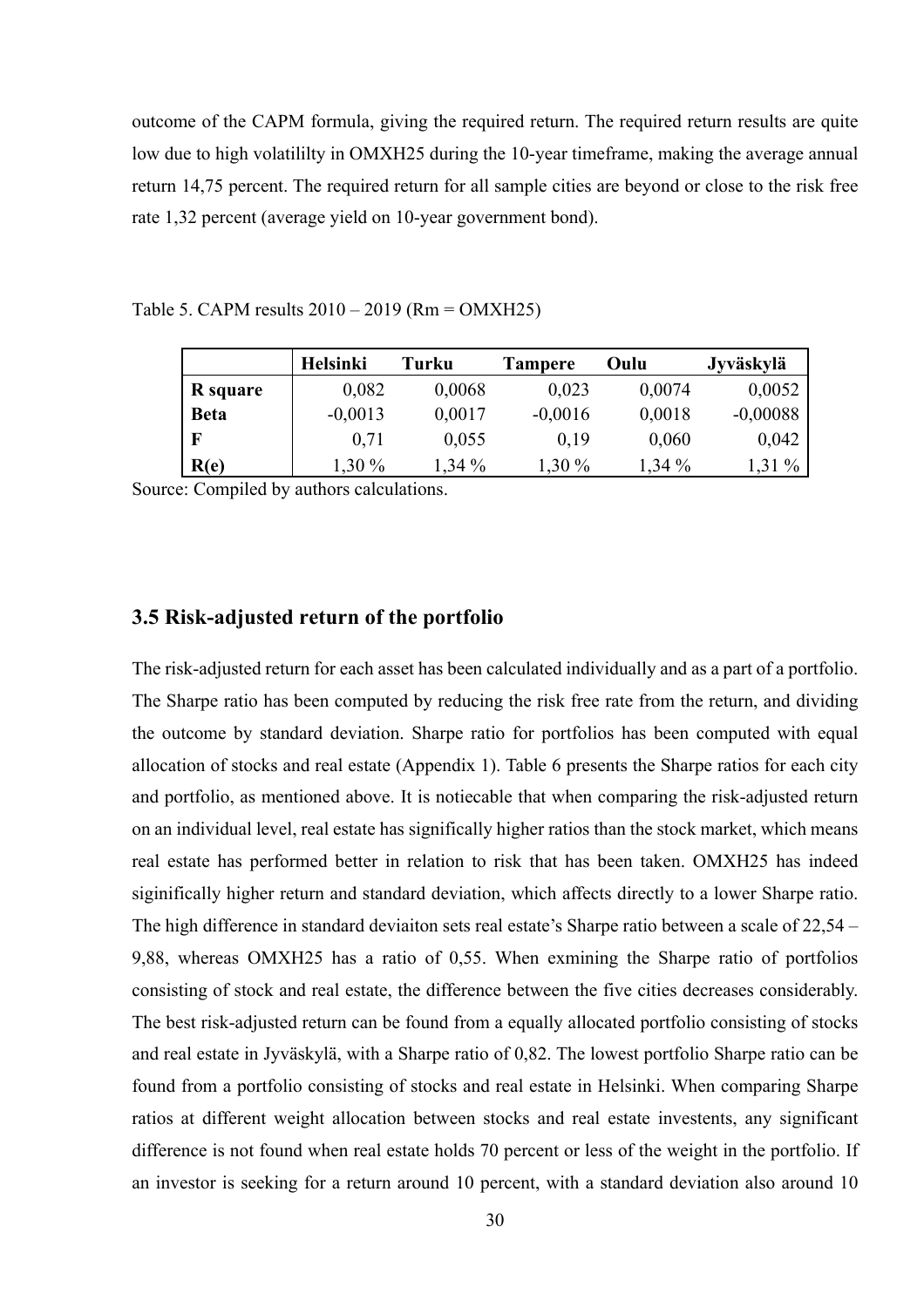outcome of the CAPM formula, giving the required return. The required return results are quite low due to high volatililty in OMXH25 during the 10-year timeframe, making the average annual return 14,75 percent. The required return for all sample cities are beyond or close to the risk free rate 1,32 percent (average yield on 10-year government bond).

Table 5. CAPM results 2010 – 2019 (Rm = OMXH25)

| | **Helsinki** | **Turku** | **Tampere** | **Oulu** | **Jyväskylä** |
|---|---|---|---|---|---|
| **R square** | 0,082 | 0,0068 | 0,023 | 0,0074 | 0,0052 |
| **Beta** | -0,0013 | 0,0017 | -0,0016 | 0,0018 | -0,00088 |
| **F** | 0,71 | 0,055 | 0,19 | 0,060 | 0,042 |
| **R(e)** | 1,30 % | 1,34 % | 1,30 % | 1,34 % | 1,31 % |

Source: Compiled by authors calculations.

### 3.5 Risk-adjusted return of the portfolio

The risk-adjusted return for each asset has been calculated individually and as a part of a portfolio. The Sharpe ratio has been computed by reducing the risk free rate from the return, and dividing the outcome by standard deviation. Sharpe ratio for portfolios has been computed with equal allocation of stocks and real estate (Appendix 1). Table 6 presents the Sharpe ratios for each city and portfolio, as mentioned above. It is notiecable that when comparing the risk-adjusted return on an individual level, real estate has significantly higher ratios than the stock market, which means real estate has performed better in relation to risk that has been taken. OMXH25 has indeed siginifically higher return and standard deviation, which affects directly to a lower Sharpe ratio. The high difference in standard deviaiton sets real estate's Sharpe ratio between a scale of 22,54 – 9,88, whereas OMXH25 has a ratio of 0,55. When exmining the Sharpe ratio of portfolios consisting of stock and real estate, the difference between the five cities decreases considerably. The best risk-adjusted return can be found from a equally allocated portfolio consisting of stocks and real estate in Jyväskylä, with a Sharpe ratio of 0,82. The lowest portfolio Sharpe ratio can be found from a portfolio consisting of stocks and real estate in Helsinki. When comparing Sharpe ratios at different weight allocation between stocks and real estate investents, any significant difference is not found when real estate holds 70 percent or less of the weight in the portfolio. If an investor is seeking for a return around 10 percent, with a standard deviation also around 10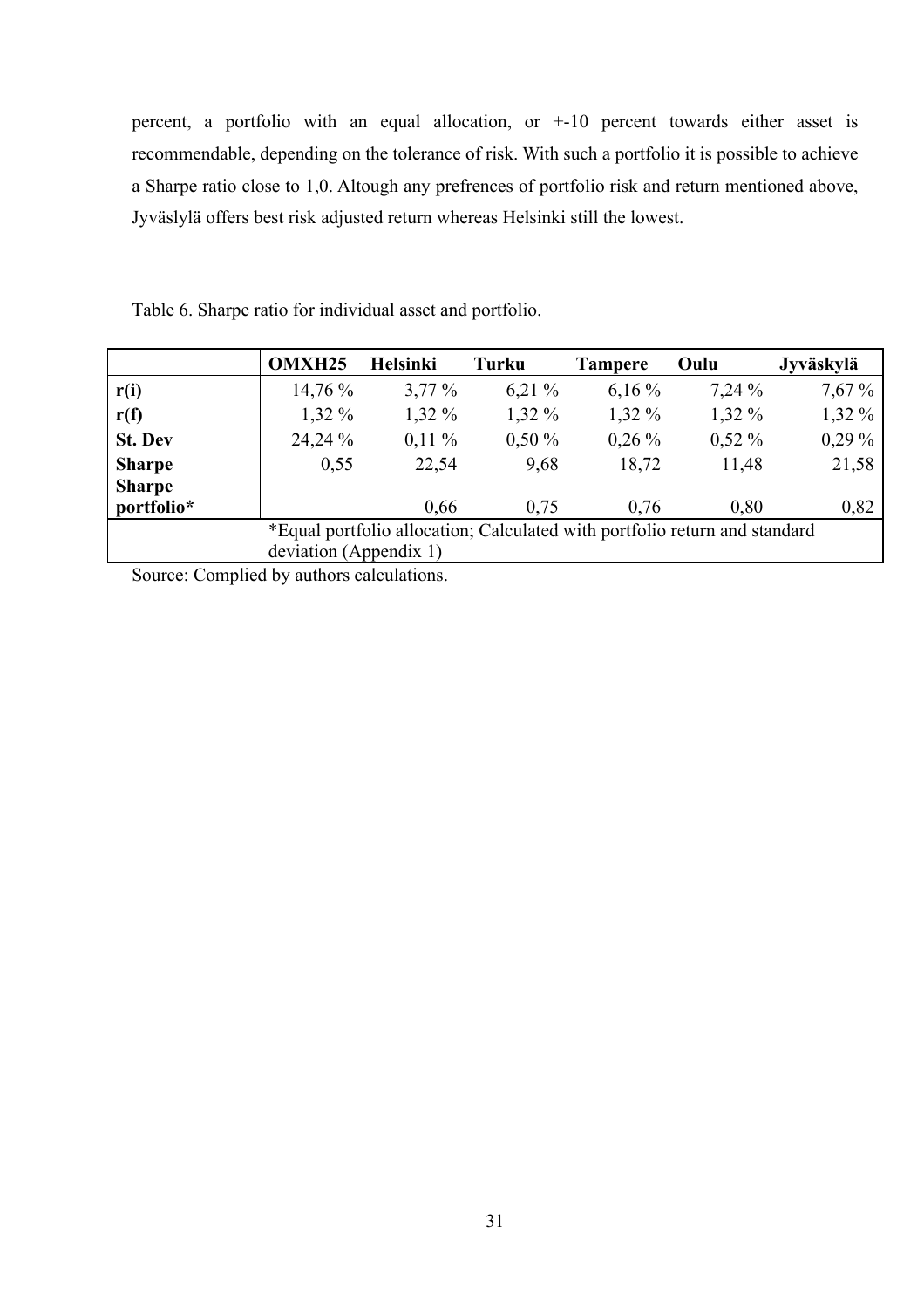percent, a portfolio with an equal allocation, or +-10 percent towards either asset is recommendable, depending on the tolerance of risk. With such a portfolio it is possible to achieve a Sharpe ratio close to 1,0. Altough any prefrences of portfolio risk and return mentioned above, Jyväslylä offers best risk adjusted return whereas Helsinki still the lowest.

Table 6. Sharpe ratio for individual asset and portfolio.

| | OMXH25 | Helsinki | Turku | Tampere | Oulu | Jyväskylä |
|---|---|---|---|---|---|---|
| **r(i)** | 14,76 % | 3,77 % | 6,21 % | 6,16 % | 7,24 % | 7,67 % |
| **r(f)** | 1,32 % | 1,32 % | 1,32 % | 1,32 % | 1,32 % | 1,32 % |
| **St. Dev** | 24,24 % | 0,11 % | 0,50 % | 0,26 % | 0,52 % | 0,29 % |
| **Sharpe** | 0,55 | 22,54 | 9,68 | 18,72 | 11,48 | 21,58 |
| **Sharpe portfolio*** | | 0,66 | 0,75 | 0,76 | 0,80 | 0,82 |
| | *Equal portfolio allocation; Calculated with portfolio return and standard deviation (Appendix 1) | | | | | |

Source: Complied by authors calculations.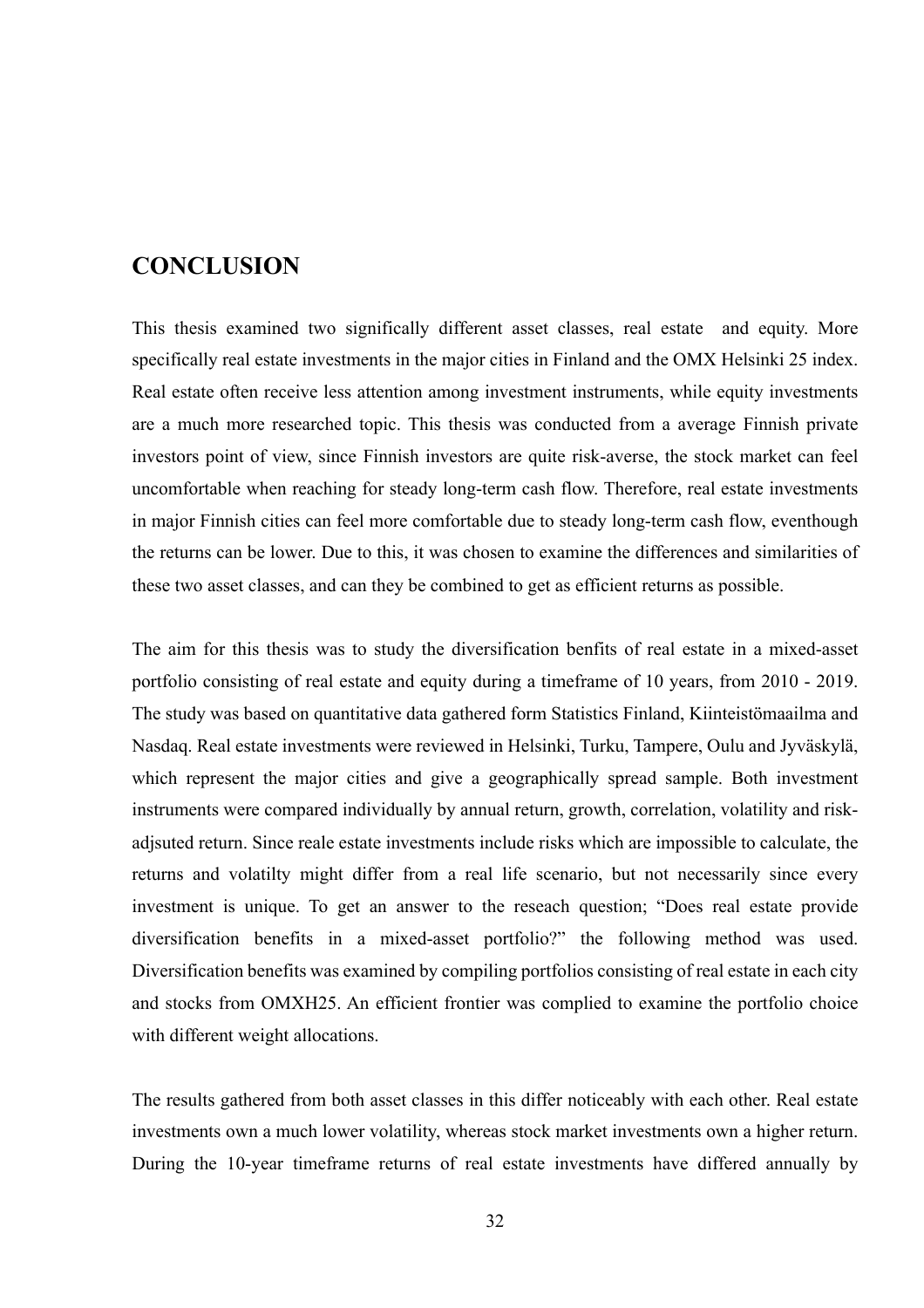# CONCLUSION

This thesis examined two significally different asset classes, real estate  and equity. More specifically real estate investments in the major cities in Finland and the OMX Helsinki 25 index. Real estate often receive less attention among investment instruments, while equity investments are a much more researched topic. This thesis was conducted from a average Finnish private investors point of view, since Finnish investors are quite risk-averse, the stock market can feel uncomfortable when reaching for steady long-term cash flow. Therefore, real estate investments in major Finnish cities can feel more comfortable due to steady long-term cash flow, eventhough the returns can be lower. Due to this, it was chosen to examine the differences and similarities of these two asset classes, and can they be combined to get as efficient returns as possible.

The aim for this thesis was to study the diversification benfits of real estate in a mixed-asset portfolio consisting of real estate and equity during a timeframe of 10 years, from 2010 - 2019. The study was based on quantitative data gathered form Statistics Finland, Kiinteistömaailma and Nasdaq. Real estate investments were reviewed in Helsinki, Turku, Tampere, Oulu and Jyväskylä, which represent the major cities and give a geographically spread sample. Both investment instruments were compared individually by annual return, growth, correlation, volatility and risk-adjsuted return. Since reale estate investments include risks which are impossible to calculate, the returns and volatilty might differ from a real life scenario, but not necessarily since every investment is unique. To get an answer to the reseach question; "Does real estate provide diversification benefits in a mixed-asset portfolio?" the following method was used. Diversification benefits was examined by compiling portfolios consisting of real estate in each city and stocks from OMXH25. An efficient frontier was complied to examine the portfolio choice with different weight allocations.

The results gathered from both asset classes in this differ noticeably with each other. Real estate investments own a much lower volatility, whereas stock market investments own a higher return. During the 10-year timeframe returns of real estate investments have differed annually by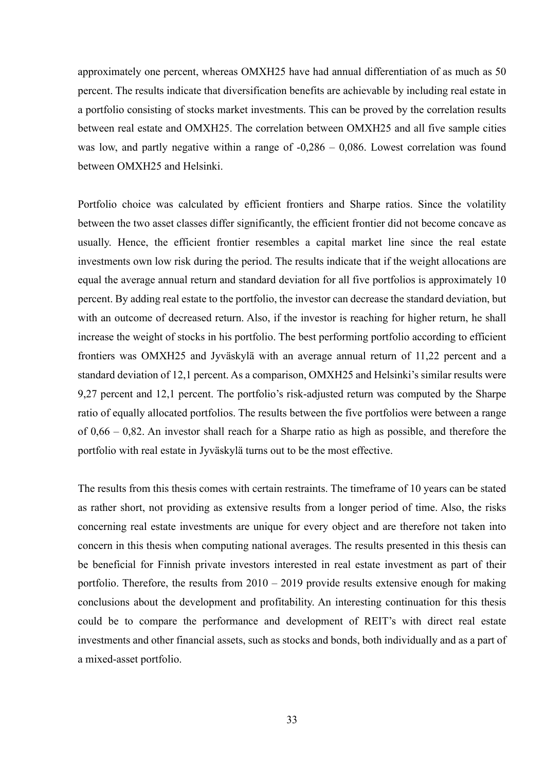approximately one percent, whereas OMXH25 have had annual differentiation of as much as 50 percent. The results indicate that diversification benefits are achievable by including real estate in a portfolio consisting of stocks market investments. This can be proved by the correlation results between real estate and OMXH25. The correlation between OMXH25 and all five sample cities was low, and partly negative within a range of -0,286 – 0,086. Lowest correlation was found between OMXH25 and Helsinki.

Portfolio choice was calculated by efficient frontiers and Sharpe ratios. Since the volatility between the two asset classes differ significantly, the efficient frontier did not become concave as usually. Hence, the efficient frontier resembles a capital market line since the real estate investments own low risk during the period. The results indicate that if the weight allocations are equal the average annual return and standard deviation for all five portfolios is approximately 10 percent. By adding real estate to the portfolio, the investor can decrease the standard deviation, but with an outcome of decreased return. Also, if the investor is reaching for higher return, he shall increase the weight of stocks in his portfolio. The best performing portfolio according to efficient frontiers was OMXH25 and Jyväskylä with an average annual return of 11,22 percent and a standard deviation of 12,1 percent. As a comparison, OMXH25 and Helsinki's similar results were 9,27 percent and 12,1 percent. The portfolio's risk-adjusted return was computed by the Sharpe ratio of equally allocated portfolios. The results between the five portfolios were between a range of 0,66 – 0,82. An investor shall reach for a Sharpe ratio as high as possible, and therefore the portfolio with real estate in Jyväskylä turns out to be the most effective.

The results from this thesis comes with certain restraints. The timeframe of 10 years can be stated as rather short, not providing as extensive results from a longer period of time. Also, the risks concerning real estate investments are unique for every object and are therefore not taken into concern in this thesis when computing national averages. The results presented in this thesis can be beneficial for Finnish private investors interested in real estate investment as part of their portfolio. Therefore, the results from 2010 – 2019 provide results extensive enough for making conclusions about the development and profitability. An interesting continuation for this thesis could be to compare the performance and development of REIT's with direct real estate investments and other financial assets, such as stocks and bonds, both individually and as a part of a mixed-asset portfolio.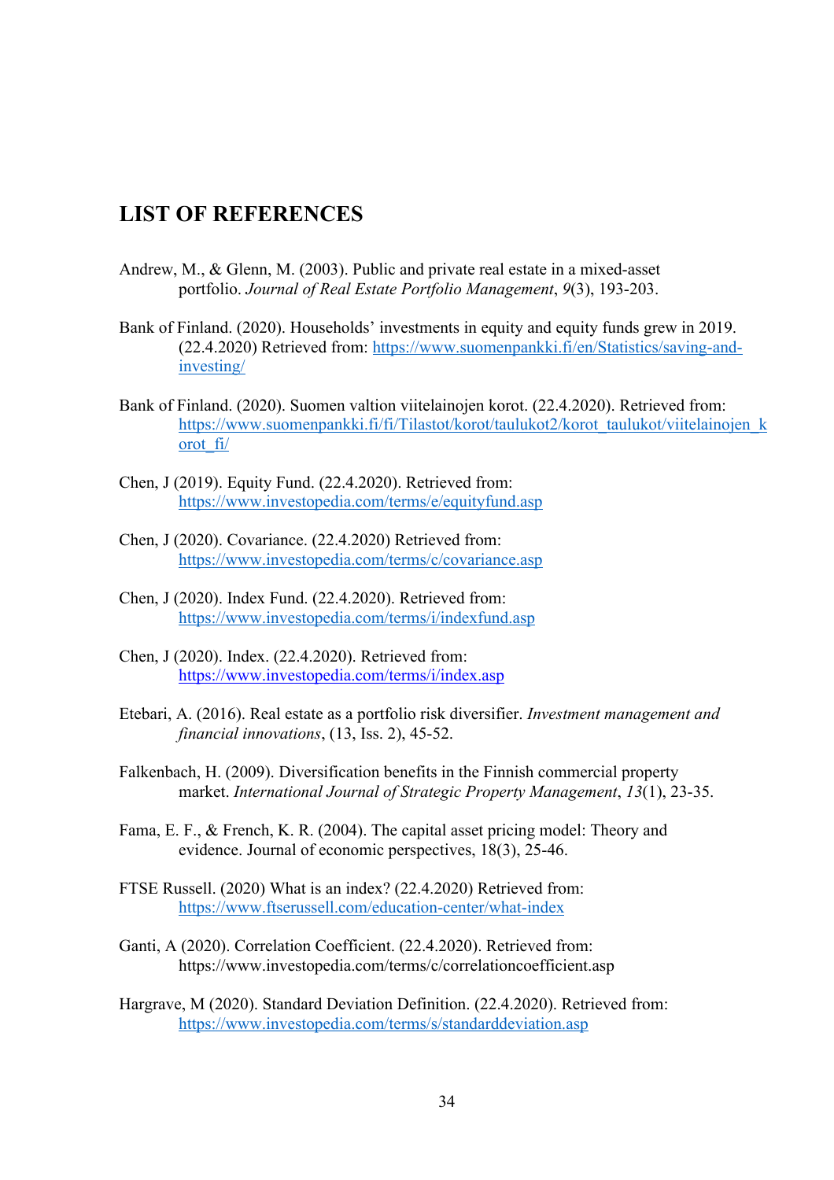# LIST OF REFERENCES

Andrew, M., & Glenn, M. (2003). Public and private real estate in a mixed-asset portfolio. *Journal of Real Estate Portfolio Management*, *9*(3), 193-203.

Bank of Finland. (2020). Households' investments in equity and equity funds grew in 2019. (22.4.2020) Retrieved from: https://www.suomenpankki.fi/en/Statistics/saving-and-investing/

Bank of Finland. (2020). Suomen valtion viitelainojen korot. (22.4.2020). Retrieved from: https://www.suomenpankki.fi/fi/Tilastot/korot/taulukot2/korot_taulukot/viitelainojen_korot_fi/

Chen, J (2019). Equity Fund. (22.4.2020). Retrieved from: https://www.investopedia.com/terms/e/equityfund.asp

Chen, J (2020). Covariance. (22.4.2020) Retrieved from: https://www.investopedia.com/terms/c/covariance.asp

Chen, J (2020). Index Fund. (22.4.2020). Retrieved from: https://www.investopedia.com/terms/i/indexfund.asp

Chen, J (2020). Index. (22.4.2020). Retrieved from: https://www.investopedia.com/terms/i/index.asp

Etebari, A. (2016). Real estate as a portfolio risk diversifier. *Investment management and financial innovations*, (13, Iss. 2), 45-52.

Falkenbach, H. (2009). Diversification benefits in the Finnish commercial property market. *International Journal of Strategic Property Management*, *13*(1), 23-35.

Fama, E. F., & French, K. R. (2004). The capital asset pricing model: Theory and evidence. Journal of economic perspectives, 18(3), 25-46.

FTSE Russell. (2020) What is an index? (22.4.2020) Retrieved from: https://www.ftserussell.com/education-center/what-index

Ganti, A (2020). Correlation Coefficient. (22.4.2020). Retrieved from: https://www.investopedia.com/terms/c/correlationcoefficient.asp

Hargrave, M (2020). Standard Deviation Definition. (22.4.2020). Retrieved from: https://www.investopedia.com/terms/s/standarddeviation.asp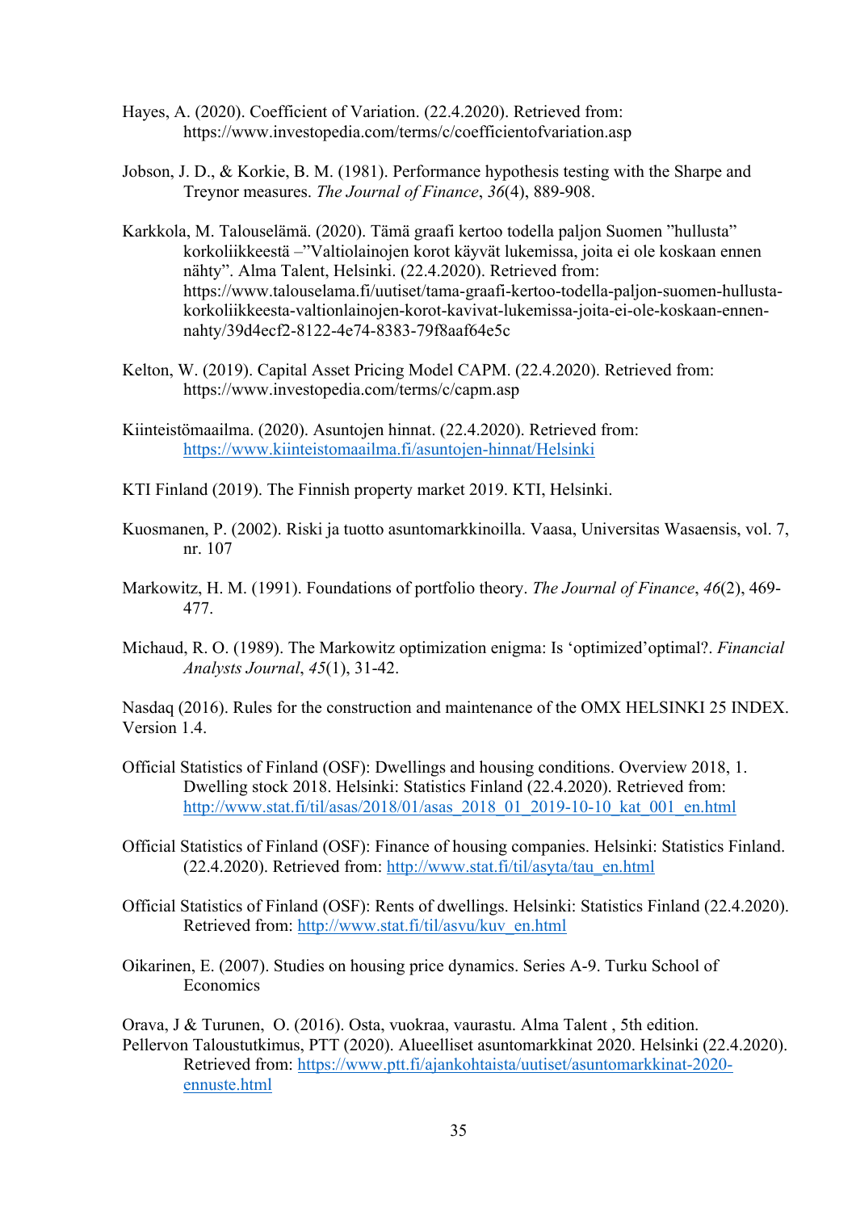Hayes, A. (2020). Coefficient of Variation. (22.4.2020). Retrieved from: https://www.investopedia.com/terms/c/coefficientofvariation.asp

Jobson, J. D., & Korkie, B. M. (1981). Performance hypothesis testing with the Sharpe and Treynor measures. *The Journal of Finance*, *36*(4), 889-908.

Karkkola, M. Talouselämä. (2020). Tämä graafi kertoo todella paljon Suomen "hullusta" korkoliikkeestä –"Valtiolainojen korot käyvät lukemissa, joita ei ole koskaan ennen nähty". Alma Talent, Helsinki. (22.4.2020). Retrieved from: https://www.talouselama.fi/uutiset/tama-graafi-kertoo-todella-paljon-suomen-hullusta-korkoliikkeesta-valtionlainojen-korot-kavivat-lukemissa-joita-ei-ole-koskaan-ennen-nahty/39d4ecf2-8122-4e74-8383-79f8aaf64e5c

Kelton, W. (2019). Capital Asset Pricing Model CAPM. (22.4.2020). Retrieved from: https://www.investopedia.com/terms/c/capm.asp

Kiinteistömaailma. (2020). Asuntojen hinnat. (22.4.2020). Retrieved from: https://www.kiinteistomaailma.fi/asuntojen-hinnat/Helsinki

KTI Finland (2019). The Finnish property market 2019. KTI, Helsinki.

Kuosmanen, P. (2002). Riski ja tuotto asuntomarkkinoilla. Vaasa, Universitas Wasaensis, vol. 7, nr. 107

Markowitz, H. M. (1991). Foundations of portfolio theory. *The Journal of Finance*, *46*(2), 469-477.

Michaud, R. O. (1989). The Markowitz optimization enigma: Is 'optimized'optimal?. *Financial Analysts Journal*, *45*(1), 31-42.

Nasdaq (2016). Rules for the construction and maintenance of the OMX HELSINKI 25 INDEX. Version 1.4.

Official Statistics of Finland (OSF): Dwellings and housing conditions. Overview 2018, 1. Dwelling stock 2018. Helsinki: Statistics Finland (22.4.2020). Retrieved from: http://www.stat.fi/til/asas/2018/01/asas_2018_01_2019-10-10_kat_001_en.html

Official Statistics of Finland (OSF): Finance of housing companies. Helsinki: Statistics Finland. (22.4.2020). Retrieved from: http://www.stat.fi/til/asyta/tau_en.html

Official Statistics of Finland (OSF): Rents of dwellings. Helsinki: Statistics Finland (22.4.2020). Retrieved from: http://www.stat.fi/til/asvu/kuv_en.html

Oikarinen, E. (2007). Studies on housing price dynamics. Series A-9. Turku School of Economics

Orava, J & Turunen, O. (2016). Osta, vuokraa, vaurastu. Alma Talent , 5th edition.

Pellervon Taloustutkimus, PTT (2020). Alueelliset asuntomarkkinat 2020. Helsinki (22.4.2020). Retrieved from: https://www.ptt.fi/ajankohtaista/uutiset/asuntomarkkinat-2020-ennuste.html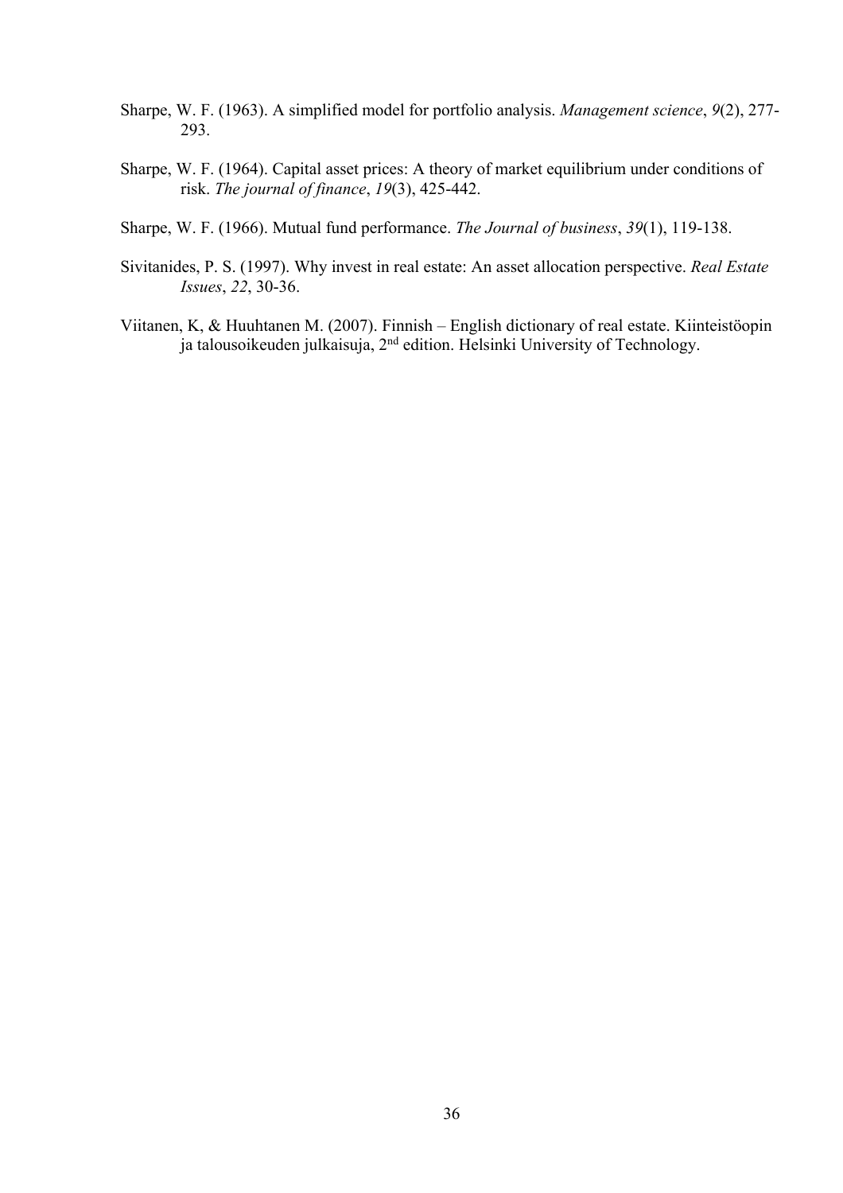Sharpe, W. F. (1963). A simplified model for portfolio analysis. *Management science*, *9*(2), 277-293.

Sharpe, W. F. (1964). Capital asset prices: A theory of market equilibrium under conditions of risk. *The journal of finance*, *19*(3), 425-442.

Sharpe, W. F. (1966). Mutual fund performance. *The Journal of business*, *39*(1), 119-138.

Sivitanides, P. S. (1997). Why invest in real estate: An asset allocation perspective. *Real Estate Issues*, *22*, 30-36.

Viitanen, K, & Huuhtanen M. (2007). Finnish – English dictionary of real estate. Kiinteistöopin ja talousoikeuden julkaisuja, 2nd edition. Helsinki University of Technology.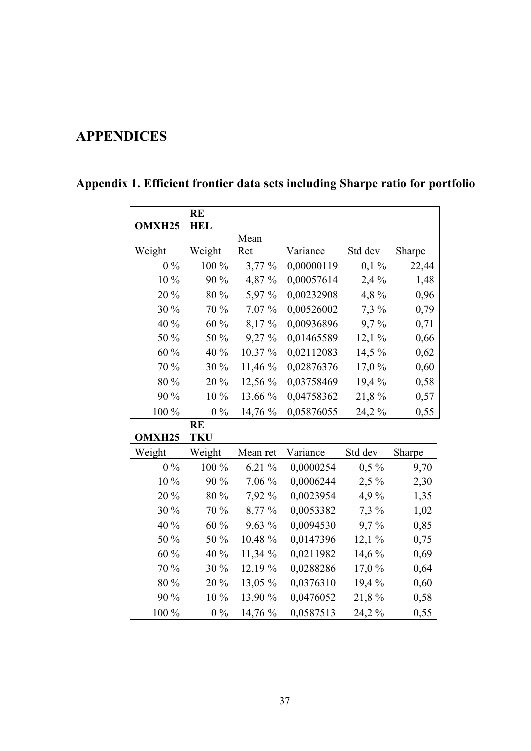# APPENDICES

## Appendix 1. Efficient frontier data sets including Sharpe ratio for portfolio

| OMXH25 | RE HEL | | | | |
|---|---|---|---|---|---|
| Weight | Weight | Mean Ret | Variance | Std dev | Sharpe |
| 0 % | 100 % | 3,77 % | 0,00000119 | 0,1 % | 22,44 |
| 10 % | 90 % | 4,87 % | 0,00057614 | 2,4 % | 1,48 |
| 20 % | 80 % | 5,97 % | 0,00232908 | 4,8 % | 0,96 |
| 30 % | 70 % | 7,07 % | 0,00526002 | 7,3 % | 0,79 |
| 40 % | 60 % | 8,17 % | 0,00936896 | 9,7 % | 0,71 |
| 50 % | 50 % | 9,27 % | 0,01465589 | 12,1 % | 0,66 |
| 60 % | 40 % | 10,37 % | 0,02112083 | 14,5 % | 0,62 |
| 70 % | 30 % | 11,46 % | 0,02876376 | 17,0 % | 0,60 |
| 80 % | 20 % | 12,56 % | 0,03758469 | 19,4 % | 0,58 |
| 90 % | 10 % | 13,66 % | 0,04758362 | 21,8 % | 0,57 |
| 100 % | 0 % | 14,76 % | 0,05876055 | 24,2 % | 0,55 |

| OMXH25 | RE TKU | | | | |
|---|---|---|---|---|---|
| Weight | Weight | Mean ret | Variance | Std dev | Sharpe |
| 0 % | 100 % | 6,21 % | 0,0000254 | 0,5 % | 9,70 |
| 10 % | 90 % | 7,06 % | 0,0006244 | 2,5 % | 2,30 |
| 20 % | 80 % | 7,92 % | 0,0023954 | 4,9 % | 1,35 |
| 30 % | 70 % | 8,77 % | 0,0053382 | 7,3 % | 1,02 |
| 40 % | 60 % | 9,63 % | 0,0094530 | 9,7 % | 0,85 |
| 50 % | 50 % | 10,48 % | 0,0147396 | 12,1 % | 0,75 |
| 60 % | 40 % | 11,34 % | 0,0211982 | 14,6 % | 0,69 |
| 70 % | 30 % | 12,19 % | 0,0288286 | 17,0 % | 0,64 |
| 80 % | 20 % | 13,05 % | 0,0376310 | 19,4 % | 0,60 |
| 90 % | 10 % | 13,90 % | 0,0476052 | 21,8 % | 0,58 |
| 100 % | 0 % | 14,76 % | 0,0587513 | 24,2 % | 0,55 |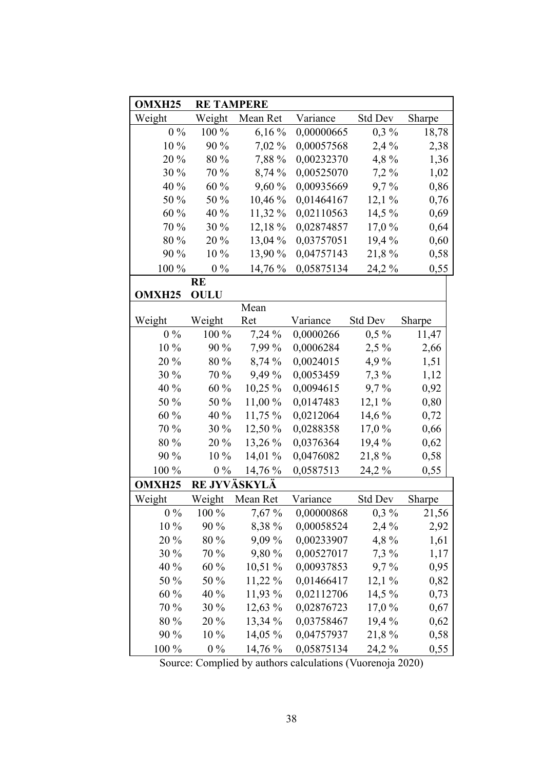| OMXH25 | RE TAMPERE | | | | |
|---|---|---|---|---|---|
| Weight | Weight | Mean Ret | Variance | Std Dev | Sharpe |
| 0 % | 100 % | 6,16 % | 0,00000665 | 0,3 % | 18,78 |
| 10 % | 90 % | 7,02 % | 0,00057568 | 2,4 % | 2,38 |
| 20 % | 80 % | 7,88 % | 0,00232370 | 4,8 % | 1,36 |
| 30 % | 70 % | 8,74 % | 0,00525070 | 7,2 % | 1,02 |
| 40 % | 60 % | 9,60 % | 0,00935669 | 9,7 % | 0,86 |
| 50 % | 50 % | 10,46 % | 0,01464167 | 12,1 % | 0,76 |
| 60 % | 40 % | 11,32 % | 0,02110563 | 14,5 % | 0,69 |
| 70 % | 30 % | 12,18 % | 0,02874857 | 17,0 % | 0,64 |
| 80 % | 20 % | 13,04 % | 0,03757051 | 19,4 % | 0,60 |
| 90 % | 10 % | 13,90 % | 0,04757143 | 21,8 % | 0,58 |
| 100 % | 0 % | 14,76 % | 0,05875134 | 24,2 % | 0,55 |

| OMXH25 | RE OULU | | | | |
|---|---|---|---|---|---|
| Weight | Weight | Mean Ret | Variance | Std Dev | Sharpe |
| 0 % | 100 % | 7,24 % | 0,0000266 | 0,5 % | 11,47 |
| 10 % | 90 % | 7,99 % | 0,0006284 | 2,5 % | 2,66 |
| 20 % | 80 % | 8,74 % | 0,0024015 | 4,9 % | 1,51 |
| 30 % | 70 % | 9,49 % | 0,0053459 | 7,3 % | 1,12 |
| 40 % | 60 % | 10,25 % | 0,0094615 | 9,7 % | 0,92 |
| 50 % | 50 % | 11,00 % | 0,0147483 | 12,1 % | 0,80 |
| 60 % | 40 % | 11,75 % | 0,0212064 | 14,6 % | 0,72 |
| 70 % | 30 % | 12,50 % | 0,0288358 | 17,0 % | 0,66 |
| 80 % | 20 % | 13,26 % | 0,0376364 | 19,4 % | 0,62 |
| 90 % | 10 % | 14,01 % | 0,0476082 | 21,8 % | 0,58 |
| 100 % | 0 % | 14,76 % | 0,0587513 | 24,2 % | 0,55 |

| OMXH25 | RE JYVÄSKYLÄ | | | | |
|---|---|---|---|---|---|
| Weight | Weight | Mean Ret | Variance | Std Dev | Sharpe |
| 0 % | 100 % | 7,67 % | 0,00000868 | 0,3 % | 21,56 |
| 10 % | 90 % | 8,38 % | 0,00058524 | 2,4 % | 2,92 |
| 20 % | 80 % | 9,09 % | 0,00233907 | 4,8 % | 1,61 |
| 30 % | 70 % | 9,80 % | 0,00527017 | 7,3 % | 1,17 |
| 40 % | 60 % | 10,51 % | 0,00937853 | 9,7 % | 0,95 |
| 50 % | 50 % | 11,22 % | 0,01466417 | 12,1 % | 0,82 |
| 60 % | 40 % | 11,93 % | 0,02112706 | 14,5 % | 0,73 |
| 70 % | 30 % | 12,63 % | 0,02876723 | 17,0 % | 0,67 |
| 80 % | 20 % | 13,34 % | 0,03758467 | 19,4 % | 0,62 |
| 90 % | 10 % | 14,05 % | 0,04757937 | 21,8 % | 0,58 |
| 100 % | 0 % | 14,76 % | 0,05875134 | 24,2 % | 0,55 |

Source: Complied by authors calculations (Vuorenoja 2020)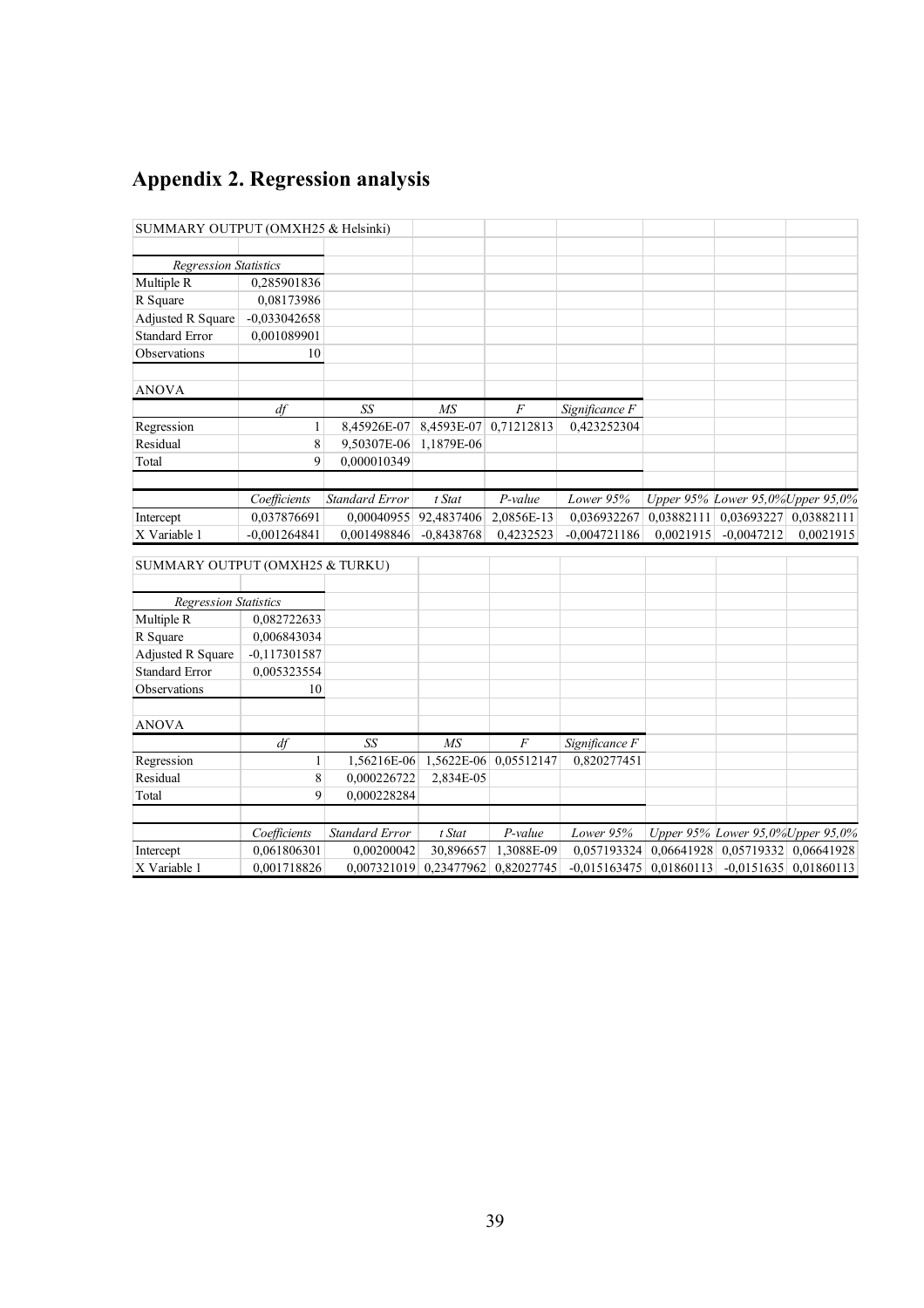# Appendix 2. Regression analysis

SUMMARY OUTPUT (OMXH25 & Helsinki)

| *Regression Statistics* | |
|---|---|
| Multiple R | 0,285901836 |
| R Square | 0,08173986 |
| Adjusted R Square | -0,033042658 |
| Standard Error | 0,001089901 |
| Observations | 10 |

ANOVA

| | *df* | *SS* | *MS* | *F* | *Significance F* |
|---|---|---|---|---|---|
| Regression | 1 | 8,45926E-07 | 8,4593E-07 | 0,71212813 | 0,423252304 |
| Residual | 8 | 9,50307E-06 | 1,1879E-06 | | |
| Total | 9 | 0,000010349 | | | |

| | *Coefficients* | *Standard Error* | *t Stat* | *P-value* | *Lower 95%* | *Upper 95%* | *Lower 95,0%* | *Upper 95,0%* |
|---|---|---|---|---|---|---|---|---|
| Intercept | 0,037876691 | 0,00040955 | 92,4837406 | 2,0856E-13 | 0,036932267 | 0,03882111 | 0,03693227 | 0,03882111 |
| X Variable 1 | -0,001264841 | 0,001498846 | -0,8438768 | 0,4232523 | -0,004721186 | 0,0021915 | -0,0047212 | 0,0021915 |

SUMMARY OUTPUT (OMXH25 & TURKU)

| *Regression Statistics* | |
|---|---|
| Multiple R | 0,082722633 |
| R Square | 0,006843034 |
| Adjusted R Square | -0,117301587 |
| Standard Error | 0,005323554 |
| Observations | 10 |

ANOVA

| | *df* | *SS* | *MS* | *F* | *Significance F* |
|---|---|---|---|---|---|
| Regression | 1 | 1,56216E-06 | 1,5622E-06 | 0,05512147 | 0,820277451 |
| Residual | 8 | 0,000226722 | 2,834E-05 | | |
| Total | 9 | 0,000228284 | | | |

| | *Coefficients* | *Standard Error* | *t Stat* | *P-value* | *Lower 95%* | *Upper 95%* | *Lower 95,0%* | *Upper 95,0%* |
|---|---|---|---|---|---|---|---|---|
| Intercept | 0,061806301 | 0,00200042 | 30,896657 | 1,3088E-09 | 0,057193324 | 0,06641928 | 0,05719332 | 0,06641928 |
| X Variable 1 | 0,001718826 | 0,007321019 | 0,23477962 | 0,82027745 | -0,015163475 | 0,01860113 | -0,0151635 | 0,01860113 |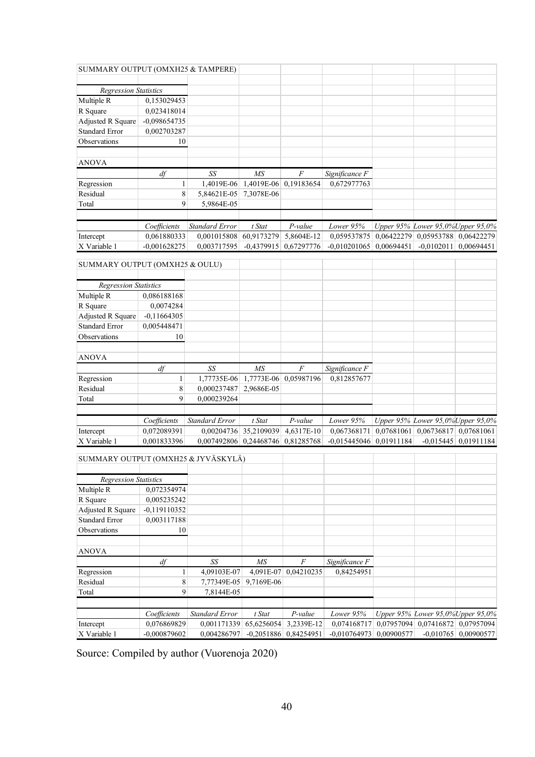SUMMARY OUTPUT (OMXH25 & TAMPERE)

| *Regression Statistics* | |
|---|---|
| Multiple R | 0,153029453 |
| R Square | 0,023418014 |
| Adjusted R Square | -0,098654735 |
| Standard Error | 0,002703287 |
| Observations | 10 |

ANOVA

| | *df* | *SS* | *MS* | *F* | *Significance F* |
|---|---|---|---|---|---|
| Regression | 1 | 1,4019E-06 | 1,4019E-06 | 0,19183654 | 0,672977763 |
| Residual | 8 | 5,84621E-05 | 7,3078E-06 | | |
| Total | 9 | 5,9864E-05 | | | |

| | *Coefficients* | *Standard Error* | *t Stat* | *P-value* | *Lower 95%* | *Upper 95%* | *Lower 95,0%* | *Upper 95,0%* |
|---|---|---|---|---|---|---|---|---|
| Intercept | 0,061880333 | 0,001015808 | 60,9173279 | 5,8604E-12 | 0,059537875 | 0,06422279 | 0,05953788 | 0,06422279 |
| X Variable 1 | -0,001628275 | 0,003717595 | -0,4379915 | 0,67297776 | -0,010201065 | 0,00694451 | -0,0102011 | 0,00694451 |

SUMMARY OUTPUT (OMXH25 & OULU)

| *Regression Statistics* | |
|---|---|
| Multiple R | 0,086188168 |
| R Square | 0,0074284 |
| Adjusted R Square | -0,11664305 |
| Standard Error | 0,005448471 |
| Observations | 10 |

ANOVA

| | *df* | *SS* | *MS* | *F* | *Significance F* |
|---|---|---|---|---|---|
| Regression | 1 | 1,77735E-06 | 1,7773E-06 | 0,05987196 | 0,812857677 |
| Residual | 8 | 0,000237487 | 2,9686E-05 | | |
| Total | 9 | 0,000239264 | | | |

| | *Coefficients* | *Standard Error* | *t Stat* | *P-value* | *Lower 95%* | *Upper 95%* | *Lower 95,0%* | *Upper 95,0%* |
|---|---|---|---|---|---|---|---|---|
| Intercept | 0,072089391 | 0,00204736 | 35,2109039 | 4,6317E-10 | 0,067368171 | 0,07681061 | 0,06736817 | 0,07681061 |
| X Variable 1 | 0,001833396 | 0,007492806 | 0,24468746 | 0,81285768 | -0,015445046 | 0,01911184 | -0,015445 | 0,01911184 |

SUMMARY OUTPUT (OMXH25 & JYVÄSKYLÄ)

| *Regression Statistics* | |
|---|---|
| Multiple R | 0,072354974 |
| R Square | 0,005235242 |
| Adjusted R Square | -0,119110352 |
| Standard Error | 0,003117188 |
| Observations | 10 |

ANOVA

| | *df* | *SS* | *MS* | *F* | *Significance F* |
|---|---|---|---|---|---|
| Regression | 1 | 4,09103E-07 | 4,091E-07 | 0,04210235 | 0,84254951 |
| Residual | 8 | 7,77349E-05 | 9,7169E-06 | | |
| Total | 9 | 7,8144E-05 | | | |

| | *Coefficients* | *Standard Error* | *t Stat* | *P-value* | *Lower 95%* | *Upper 95%* | *Lower 95,0%* | *Upper 95,0%* |
|---|---|---|---|---|---|---|---|---|
| Intercept | 0,076869829 | 0,001171339 | 65,6256054 | 3,2339E-12 | 0,074168717 | 0,07957094 | 0,07416872 | 0,07957094 |
| X Variable 1 | -0,000879602 | 0,004286797 | -0,2051886 | 0,84254951 | -0,010764973 | 0,00900577 | -0,010765 | 0,00900577 |

Source: Compiled by author (Vuorenoja 2020)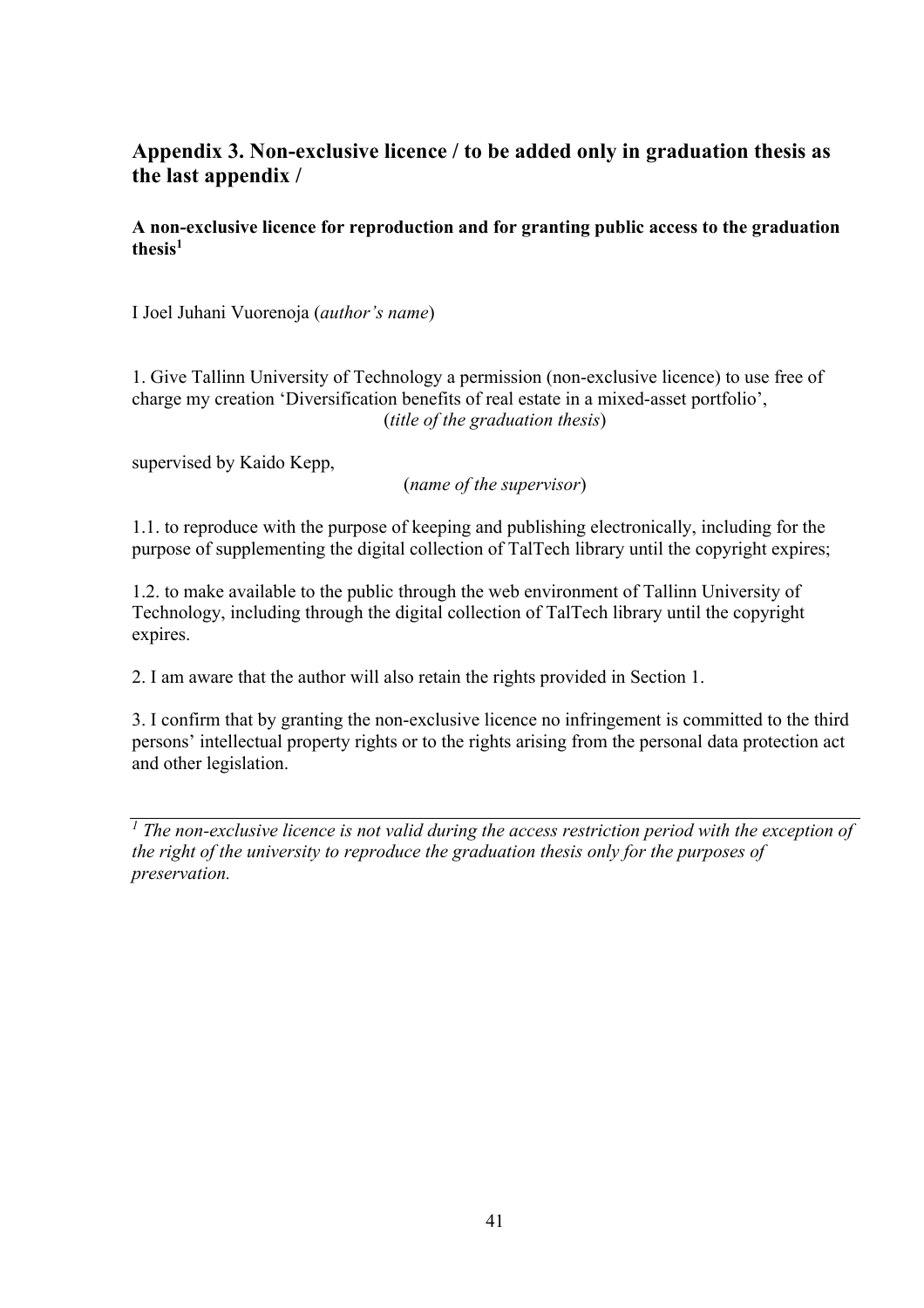## Appendix 3. Non-exclusive licence / to be added only in graduation thesis as the last appendix /

**A non-exclusive licence for reproduction and for granting public access to the graduation thesis**[1]

I Joel Juhani Vuorenoja (*author's name*)

1. Give Tallinn University of Technology a permission (non-exclusive licence) to use free of charge my creation 'Diversification benefits of real estate in a mixed-asset portfolio',
(*title of the graduation thesis*)

supervised by Kaido Kepp,
(*name of the supervisor*)

1.1. to reproduce with the purpose of keeping and publishing electronically, including for the purpose of supplementing the digital collection of TalTech library until the copyright expires;

1.2. to make available to the public through the web environment of Tallinn University of Technology, including through the digital collection of TalTech library until the copyright expires.

2. I am aware that the author will also retain the rights provided in Section 1.

3. I confirm that by granting the non-exclusive licence no infringement is committed to the third persons' intellectual property rights or to the rights arising from the personal data protection act and other legislation.

---

*[1] The non-exclusive licence is not valid during the access restriction period with the exception of the right of the university to reproduce the graduation thesis only for the purposes of preservation.*